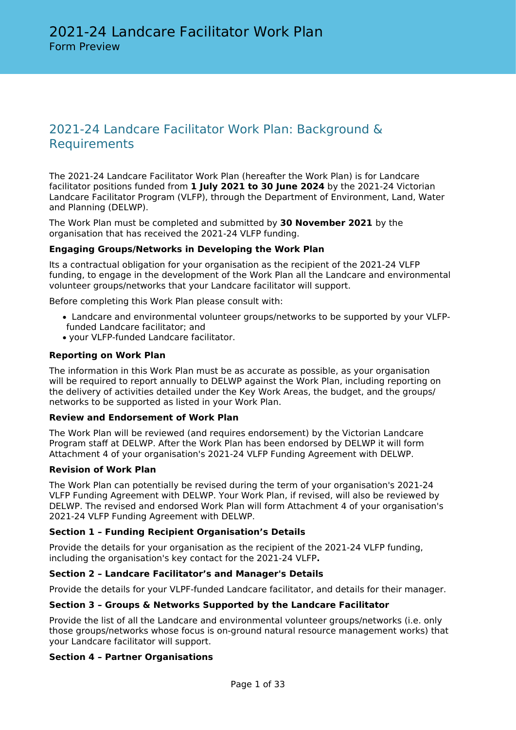# 2021-24 Landcare Facilitator Work Plan

Form Preview

## 2021-24 Landcare Facilitator Work Plan: Background & Requirements

The 2021-24 Landcare Facilitator Work Plan (hereafter the Work Plan) is for Landcare facilitator positions funded from **1 July 2021 to 30 June 2024** by the 2021-24 Victorian Landcare Facilitator Program (VLFP), through the Department of Environment, Land, Water and Planning (DELWP).

The Work Plan must be completed and submitted by **30 November 2021** by the organisation that has received the 2021-24 VLFP funding.

**Engaging Groups/Networks in Developing the Work Plan**

Its a contractual obligation for your organisation as the recipient of the 2021-24 VLFP funding, to engage in the development of the Work Plan all the Landcare and environmental volunteer groups/networks that your Landcare facilitator will support.

Before completing this Work Plan please consult with:

- Landcare and environmental volunteer groups/networks to be supported by your VLFP-funded Landcare facilitator; and
- your VLFP-funded Landcare facilitator.

**Reporting on Work Plan**

The information in this Work Plan must be as accurate as possible, as your organisation will be required to report annually to DELWP against the Work Plan, including reporting on the delivery of activities detailed under the Key Work Areas, the budget, and the groups/ networks to be supported as listed in your Work Plan.

**Review and Endorsement of Work Plan**

The Work Plan will be reviewed (and requires endorsement) by the Victorian Landcare Program staff at DELWP. After the Work Plan has been endorsed by DELWP it will form Attachment 4 of your organisation's 2021-24 VLFP Funding Agreement with DELWP.

**Revision of Work Plan**

The Work Plan can potentially be revised during the term of your organisation's 2021-24 VLFP Funding Agreement with DELWP. Your Work Plan, if revised, will also be reviewed by DELWP. The revised and endorsed Work Plan will form Attachment 4 of your organisation's 2021-24 VLFP Funding Agreement with DELWP.

**Section 1 – Funding Recipient Organisation's Details**

Provide the details for your organisation as the recipient of the 2021-24 VLFP funding, including the organisation's key contact for the 2021-24 VLFP**.**

**Section 2 – Landcare Facilitator's and Manager's Details**

Provide the details for your VLPF-funded Landcare facilitator, and details for their manager.

**Section 3 – Groups & Networks Supported by the Landcare Facilitator**

Provide the list of all the Landcare and environmental volunteer groups/networks (i.e. only those groups/networks whose focus is on-ground natural resource management works) that your Landcare facilitator will support.

**Section 4 – Partner Organisations**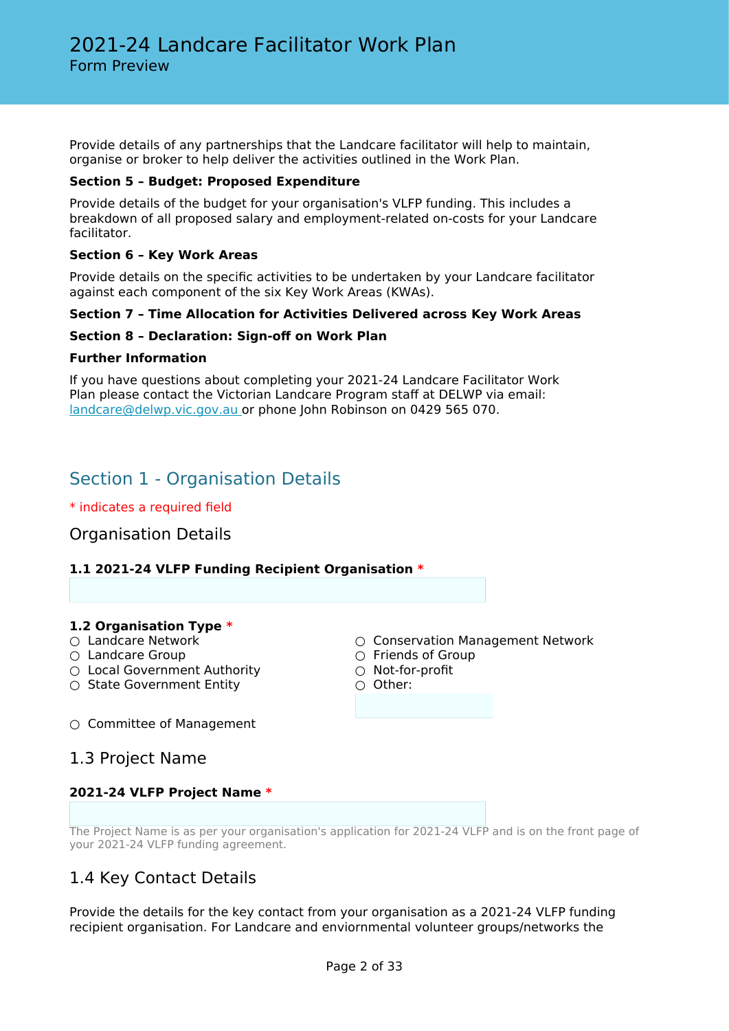Provide details of any partnerships that the Landcare facilitator will help to maintain, organise or broker to help deliver the activities outlined in the Work Plan.

**Section 5 – Budget: Proposed Expenditure**

Provide details of the budget for your organisation's VLFP funding. This includes a breakdown of all proposed salary and employment-related on-costs for your Landcare facilitator.

**Section 6 – Key Work Areas**

Provide details on the specific activities to be undertaken by your Landcare facilitator against each component of the six Key Work Areas (KWAs).

**Section 7 – Time Allocation for Activities Delivered across Key Work Areas**

**Section 8 – Declaration: Sign-off on Work Plan**

**Further Information**

If you have questions about completing your 2021-24 Landcare Facilitator Work Plan please contact the Victorian Landcare Program staff at DELWP via email: landcare@delwp.vic.gov.au or phone John Robinson on 0429 565 070.

## Section 1 - Organisation Details

* indicates a required field

### Organisation Details

**1.1 2021-24 VLFP Funding Recipient Organisation** *

**1.2 Organisation Type** *

○ Landcare Network
○ Landcare Group
○ Local Government Authority
○ State Government Entity
○ Committee of Management
○ Conservation Management Network
○ Friends of Group
○ Not-for-profit
○ Other:

### 1.3 Project Name

**2021-24 VLFP Project Name** *

The Project Name is as per your organisation's application for 2021-24 VLFP and is on the front page of your 2021-24 VLFP funding agreement.

### 1.4 Key Contact Details

Provide the details for the key contact from your organisation as a 2021-24 VLFP funding recipient organisation. For Landcare and enviornmental volunteer groups/networks the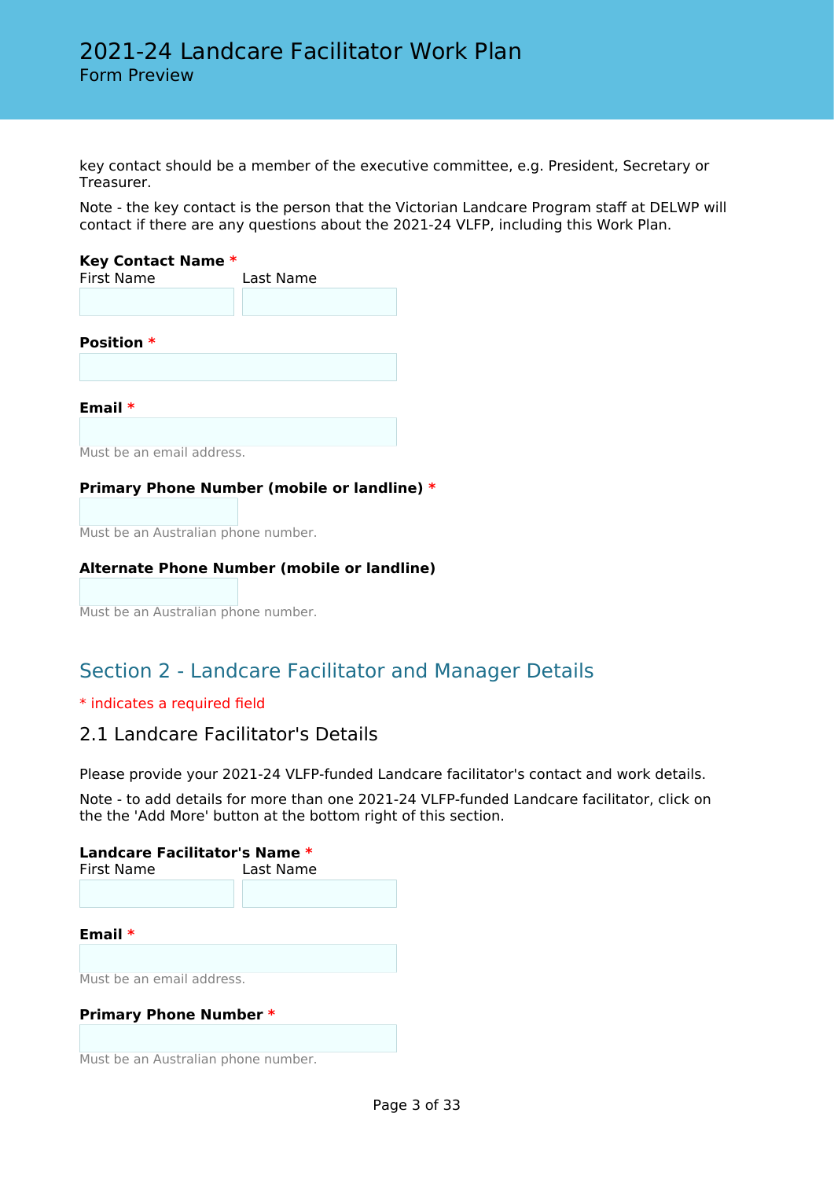key contact should be a member of the executive committee, e.g. President, Secretary or Treasurer.

Note - the key contact is the person that the Victorian Landcare Program staff at DELWP will contact if there are any questions about the 2021-24 VLFP, including this Work Plan.

**Key Contact Name** *
First Name Last Name

**Position** *

**Email** *

Must be an email address.

**Primary Phone Number (mobile or landline)** *

Must be an Australian phone number.

**Alternate Phone Number (mobile or landline)**

Must be an Australian phone number.

## Section 2 - Landcare Facilitator and Manager Details

* indicates a required field

### 2.1 Landcare Facilitator's Details

Please provide your 2021-24 VLFP-funded Landcare facilitator's contact and work details.

Note - to add details for more than one 2021-24 VLFP-funded Landcare facilitator, click on the the 'Add More' button at the bottom right of this section.

**Landcare Facilitator's Name** *
First Name Last Name

**Email** *

Must be an email address.

**Primary Phone Number** *

Must be an Australian phone number.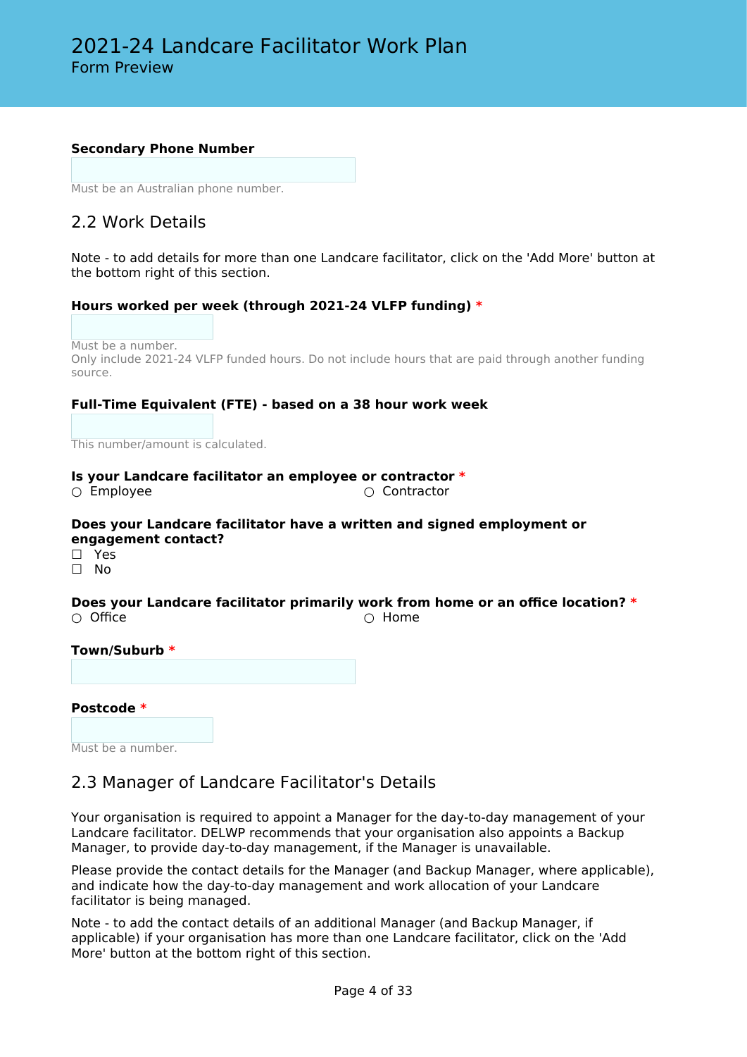**Secondary Phone Number**

Must be an Australian phone number.

## 2.2 Work Details

Note - to add details for more than one Landcare facilitator, click on the 'Add More' button at the bottom right of this section.

**Hours worked per week (through 2021-24 VLFP funding)** *

Must be a number.
Only include 2021-24 VLFP funded hours. Do not include hours that are paid through another funding source.

**Full-Time Equivalent (FTE) - based on a 38 hour work week**

This number/amount is calculated.

**Is your Landcare facilitator an employee or contractor** *

○ Employee ○ Contractor

**Does your Landcare facilitator have a written and signed employment or engagement contact?**

☐ Yes
☐ No

**Does your Landcare facilitator primarily work from home or an office location?** *

○ Office ○ Home

**Town/Suburb** *

**Postcode** *

Must be a number.

## 2.3 Manager of Landcare Facilitator's Details

Your organisation is required to appoint a Manager for the day-to-day management of your Landcare facilitator. DELWP recommends that your organisation also appoints a Backup Manager, to provide day-to-day management, if the Manager is unavailable.

Please provide the contact details for the Manager (and Backup Manager, where applicable), and indicate how the day-to-day management and work allocation of your Landcare facilitator is being managed.

Note - to add the contact details of an additional Manager (and Backup Manager, if applicable) if your organisation has more than one Landcare facilitator, click on the 'Add More' button at the bottom right of this section.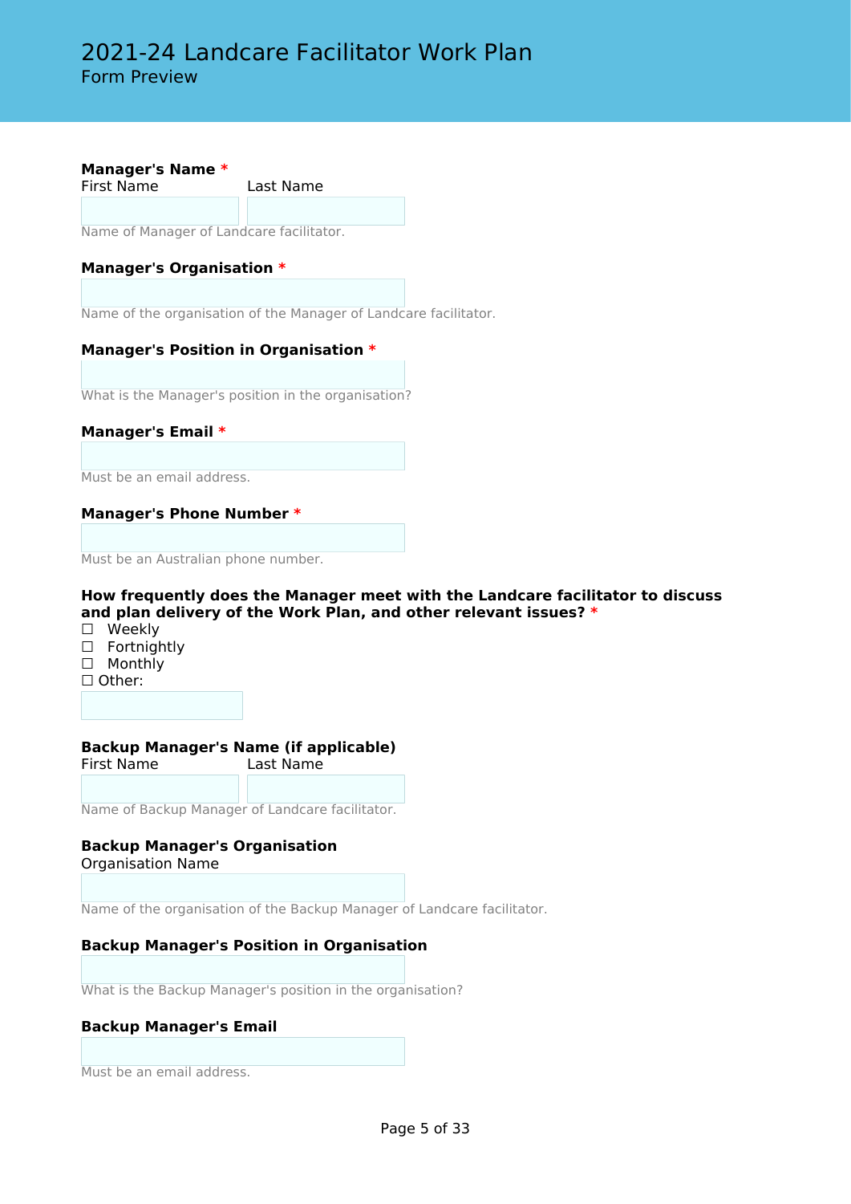**Manager's Name** *

First Name | Last Name

Name of Manager of Landcare facilitator.

**Manager's Organisation** *

Name of the organisation of the Manager of Landcare facilitator.

**Manager's Position in Organisation** *

What is the Manager's position in the organisation?

**Manager's Email** *

Must be an email address.

**Manager's Phone Number** *

Must be an Australian phone number.

**How frequently does the Manager meet with the Landcare facilitator to discuss and plan delivery of the Work Plan, and other relevant issues?** *

☐ Weekly
☐ Fortnightly
☐ Monthly
☐ Other:

**Backup Manager's Name (if applicable)**

First Name | Last Name

Name of Backup Manager of Landcare facilitator.

**Backup Manager's Organisation**

Organisation Name

Name of the organisation of the Backup Manager of Landcare facilitator.

**Backup Manager's Position in Organisation**

What is the Backup Manager's position in the organisation?

**Backup Manager's Email**

Must be an email address.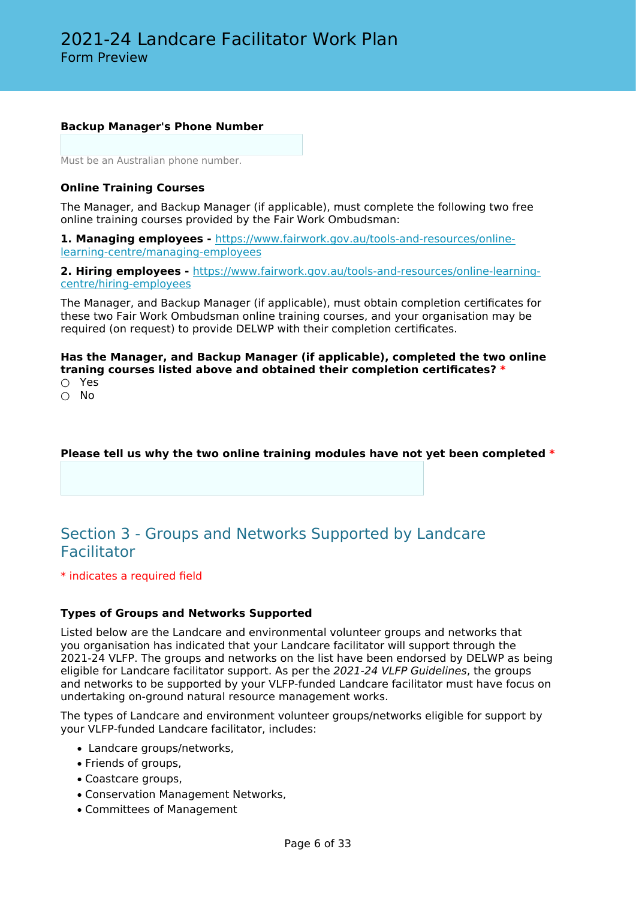**Backup Manager's Phone Number**

Must be an Australian phone number.

**Online Training Courses**

The Manager, and Backup Manager (if applicable), must complete the following two free online training courses provided by the Fair Work Ombudsman:

**1. Managing employees -** https://www.fairwork.gov.au/tools-and-resources/online-learning-centre/managing-employees

**2. Hiring employees -** https://www.fairwork.gov.au/tools-and-resources/online-learning-centre/hiring-employees

The Manager, and Backup Manager (if applicable), must obtain completion certificates for these two Fair Work Ombudsman online training courses, and your organisation may be required (on request) to provide DELWP with their completion certificates.

**Has the Manager, and Backup Manager (if applicable), completed the two online traning courses listed above and obtained their completion certificates?** *

○ Yes
○ No

**Please tell us why the two online training modules have not yet been completed** *

## Section 3 - Groups and Networks Supported by Landcare Facilitator

* indicates a required field

**Types of Groups and Networks Supported**

Listed below are the Landcare and environmental volunteer groups and networks that you organisation has indicated that your Landcare facilitator will support through the 2021-24 VLFP. The groups and networks on the list have been endorsed by DELWP as being eligible for Landcare facilitator support. As per the *2021-24 VLFP Guidelines*, the groups and networks to be supported by your VLFP-funded Landcare facilitator must have focus on undertaking on-ground natural resource management works.

The types of Landcare and environment volunteer groups/networks eligible for support by your VLFP-funded Landcare facilitator, includes:

- Landcare groups/networks,
- Friends of groups,
- Coastcare groups,
- Conservation Management Networks,
- Committees of Management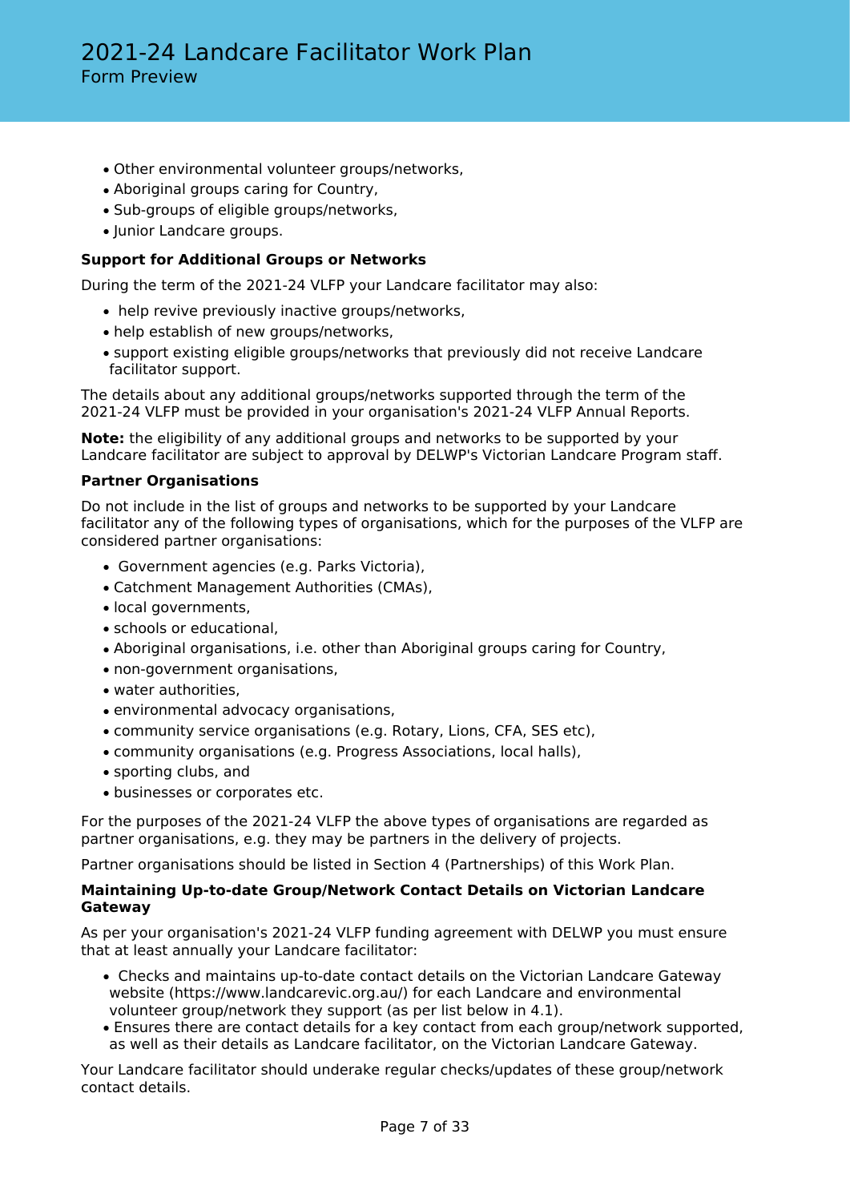- Other environmental volunteer groups/networks,
- Aboriginal groups caring for Country,
- Sub-groups of eligible groups/networks,
- Junior Landcare groups.

**Support for Additional Groups or Networks**

During the term of the 2021-24 VLFP your Landcare facilitator may also:

- help revive previously inactive groups/networks,
- help establish of new groups/networks,
- support existing eligible groups/networks that previously did not receive Landcare facilitator support.

The details about any additional groups/networks supported through the term of the 2021-24 VLFP must be provided in your organisation's 2021-24 VLFP Annual Reports.

**Note:** the eligibility of any additional groups and networks to be supported by your Landcare facilitator are subject to approval by DELWP's Victorian Landcare Program staff.

**Partner Organisations**

Do not include in the list of groups and networks to be supported by your Landcare facilitator any of the following types of organisations, which for the purposes of the VLFP are considered partner organisations:

- Government agencies (e.g. Parks Victoria),
- Catchment Management Authorities (CMAs),
- local governments,
- schools or educational,
- Aboriginal organisations, i.e. other than Aboriginal groups caring for Country,
- non-government organisations,
- water authorities,
- environmental advocacy organisations,
- community service organisations (e.g. Rotary, Lions, CFA, SES etc),
- community organisations (e.g. Progress Associations, local halls),
- sporting clubs, and
- businesses or corporates etc.

For the purposes of the 2021-24 VLFP the above types of organisations are regarded as partner organisations, e.g. they may be partners in the delivery of projects.

Partner organisations should be listed in Section 4 (Partnerships) of this Work Plan.

**Maintaining Up-to-date Group/Network Contact Details on Victorian Landcare Gateway**

As per your organisation's 2021-24 VLFP funding agreement with DELWP you must ensure that at least annually your Landcare facilitator:

- Checks and maintains up-to-date contact details on the Victorian Landcare Gateway website (https://www.landcarevic.org.au/) for each Landcare and environmental volunteer group/network they support (as per list below in 4.1).
- Ensures there are contact details for a key contact from each group/network supported, as well as their details as Landcare facilitator, on the Victorian Landcare Gateway.

Your Landcare facilitator should underake regular checks/updates of these group/network contact details.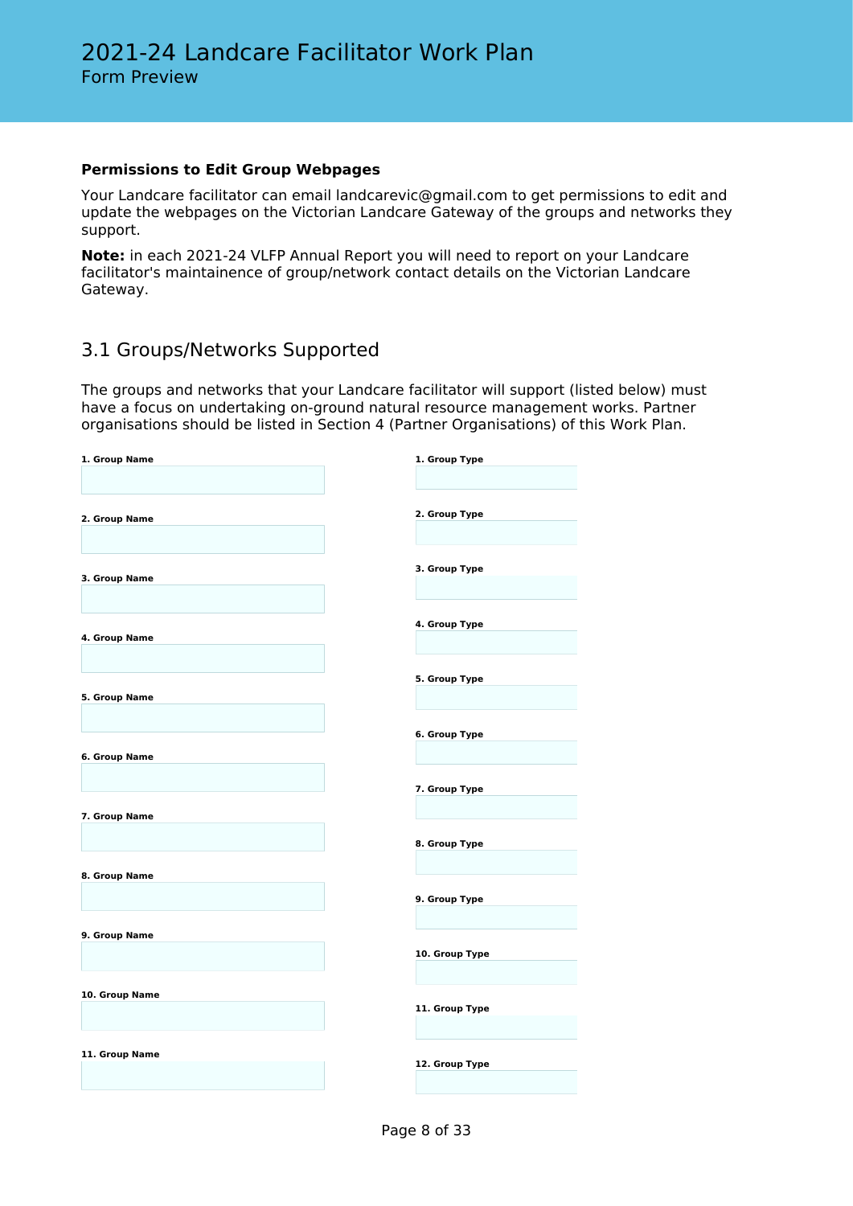**Permissions to Edit Group Webpages**

Your Landcare facilitator can email landcarevic@gmail.com to get permissions to edit and update the webpages on the Victorian Landcare Gateway of the groups and networks they support.

**Note:** in each 2021-24 VLFP Annual Report you will need to report on your Landcare facilitator's maintainence of group/network contact details on the Victorian Landcare Gateway.

## 3.1 Groups/Networks Supported

The groups and networks that your Landcare facilitator will support (listed below) must have a focus on undertaking on-ground natural resource management works. Partner organisations should be listed in Section 4 (Partner Organisations) of this Work Plan.

**1. Group Name**

**1. Group Type**

**2. Group Name**

**2. Group Type**

**3. Group Name**

**3. Group Type**

**4. Group Name**

**4. Group Type**

**5. Group Name**

**5. Group Type**

**6. Group Name**

**6. Group Type**

**7. Group Name**

**7. Group Type**

**8. Group Name**

**8. Group Type**

**9. Group Name**

**9. Group Type**

**10. Group Name**

**10. Group Type**

**11. Group Name**

**11. Group Type**

**12. Group Type**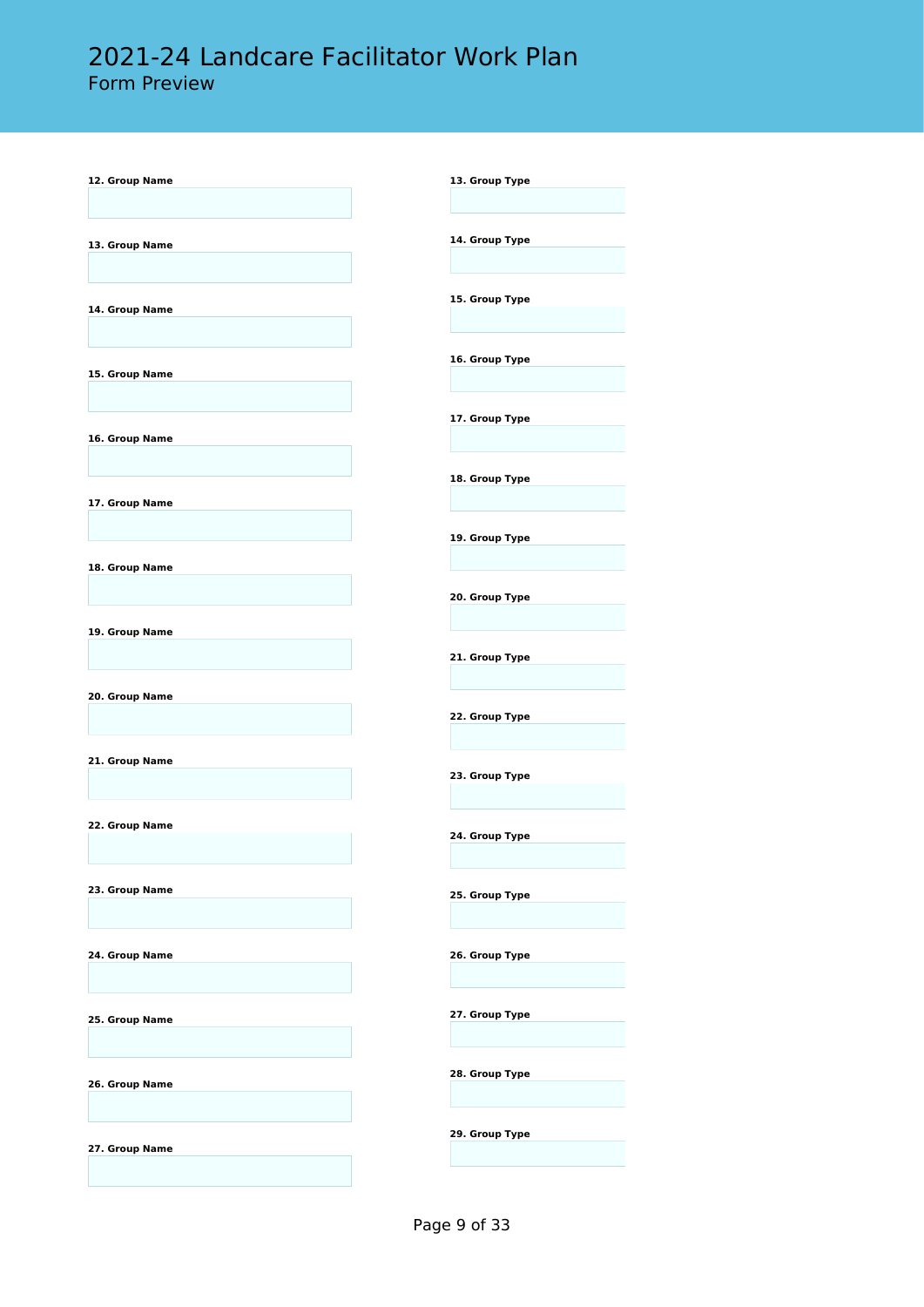# 2021-24 Landcare Facilitator Work Plan
Form Preview

**12. Group Name**

**13. Group Name**

**14. Group Name**

**15. Group Name**

**16. Group Name**

**17. Group Name**

**18. Group Name**

**19. Group Name**

**20. Group Name**

**21. Group Name**

**22. Group Name**

**23. Group Name**

**24. Group Name**

**25. Group Name**

**26. Group Name**

**27. Group Name**

**13. Group Type**

**14. Group Type**

**15. Group Type**

**16. Group Type**

**17. Group Type**

**18. Group Type**

**19. Group Type**

**20. Group Type**

**21. Group Type**

**22. Group Type**

**23. Group Type**

**24. Group Type**

**25. Group Type**

**26. Group Type**

**27. Group Type**

**28. Group Type**

**29. Group Type**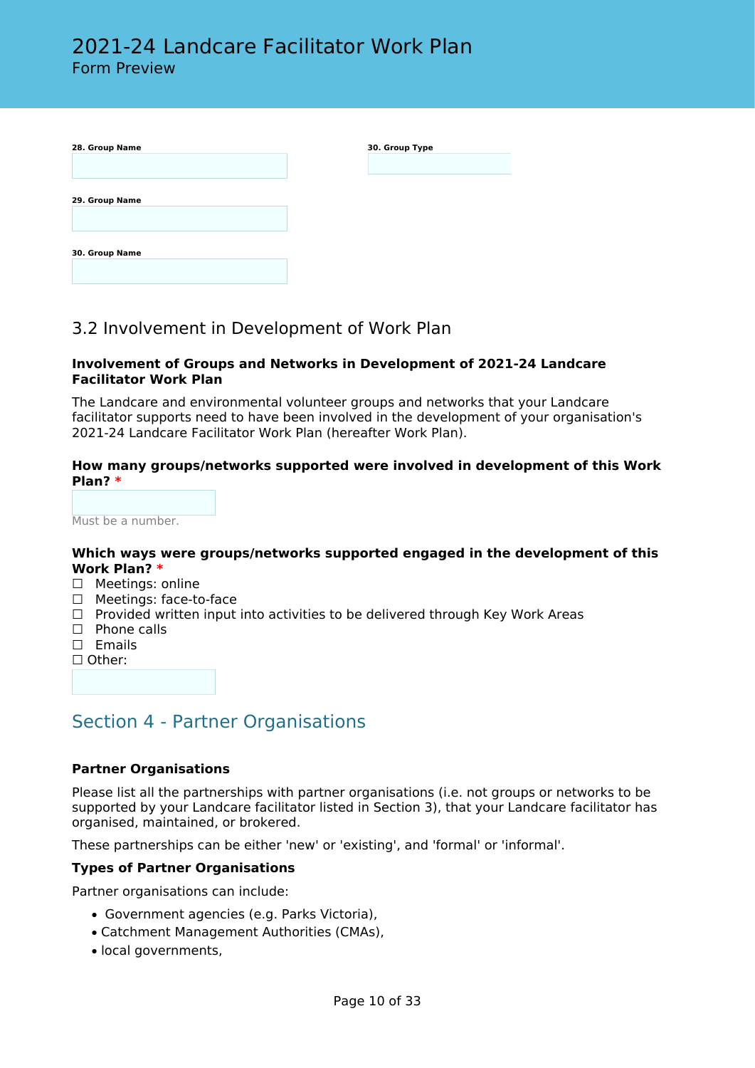**28. Group Name**

**30. Group Type**

**29. Group Name**

**30. Group Name**

## 3.2 Involvement in Development of Work Plan

**Involvement of Groups and Networks in Development of 2021-24 Landcare Facilitator Work Plan**

The Landcare and environmental volunteer groups and networks that your Landcare facilitator supports need to have been involved in the development of your organisation's 2021-24 Landcare Facilitator Work Plan (hereafter Work Plan).

**How many groups/networks supported were involved in development of this Work Plan? ***

Must be a number.

**Which ways were groups/networks supported engaged in the development of this Work Plan? ***

☐ Meetings: online
☐ Meetings: face-to-face
☐ Provided written input into activities to be delivered through Key Work Areas
☐ Phone calls
☐ Emails
☐ Other:

# Section 4 - Partner Organisations

**Partner Organisations**

Please list all the partnerships with partner organisations (i.e. not groups or networks to be supported by your Landcare facilitator listed in Section 3), that your Landcare facilitator has organised, maintained, or brokered.

These partnerships can be either 'new' or 'existing', and 'formal' or 'informal'.

**Types of Partner Organisations**

Partner organisations can include:

- Government agencies (e.g. Parks Victoria),
- Catchment Management Authorities (CMAs),
- local governments,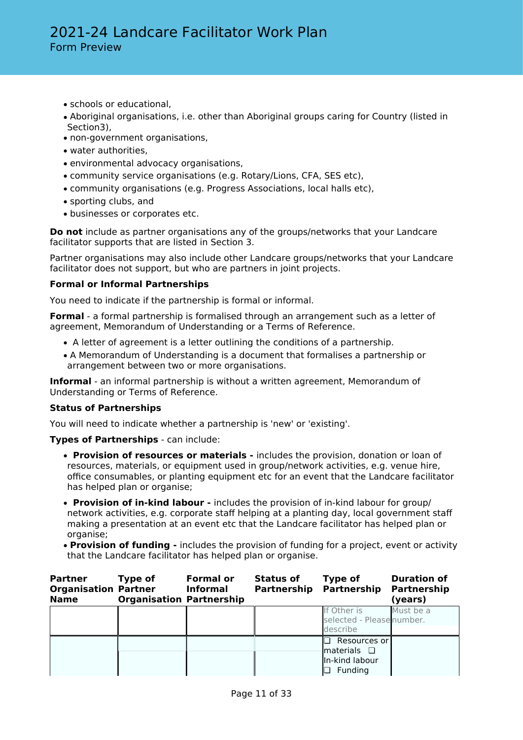- schools or educational,
- Aboriginal organisations, i.e. other than Aboriginal groups caring for Country (listed in Section3),
- non-government organisations,
- water authorities,
- environmental advocacy organisations,
- community service organisations (e.g. Rotary/Lions, CFA, SES etc),
- community organisations (e.g. Progress Associations, local halls etc),
- sporting clubs, and
- businesses or corporates etc.

**Do not** include as partner organisations any of the groups/networks that your Landcare facilitator supports that are listed in Section 3.

Partner organisations may also include other Landcare groups/networks that your Landcare facilitator does not support, but who are partners in joint projects.

**Formal or Informal Partnerships**

You need to indicate if the partnership is formal or informal.

**Formal** - a formal partnership is formalised through an arrangement such as a letter of agreement, Memorandum of Understanding or a Terms of Reference.

- A letter of agreement is a letter outlining the conditions of a partnership.
- A Memorandum of Understanding is a document that formalises a partnership or arrangement between two or more organisations.

**Informal** - an informal partnership is without a written agreement, Memorandum of Understanding or Terms of Reference.

**Status of Partnerships**

You will need to indicate whether a partnership is 'new' or 'existing'.

**Types of Partnerships** - can include:

- **Provision of resources or materials -** includes the provision, donation or loan of resources, materials, or equipment used in group/network activities, e.g. venue hire, office consumables, or planting equipment etc for an event that the Landcare facilitator has helped plan or organise;
- **Provision of in-kind labour -** includes the provision of in-kind labour for group/network activities, e.g. corporate staff helping at a planting day, local government staff making a presentation at an event etc that the Landcare facilitator has helped plan or organise;
- **Provision of funding -** includes the provision of funding for a project, event or activity that the Landcare facilitator has helped plan or organise.

| Partner Organisation Name | Type of Partner Organisation | Formal or Informal Partnership | Status of Partnership | Type of Partnership | Duration of Partnership (years) |
|---|---|---|---|---|---|
| | | | | If Other is selected - Please describe | Must be a number. |
| | | | | ❑ Resources or materials ❑ In-kind labour ❑ Funding | |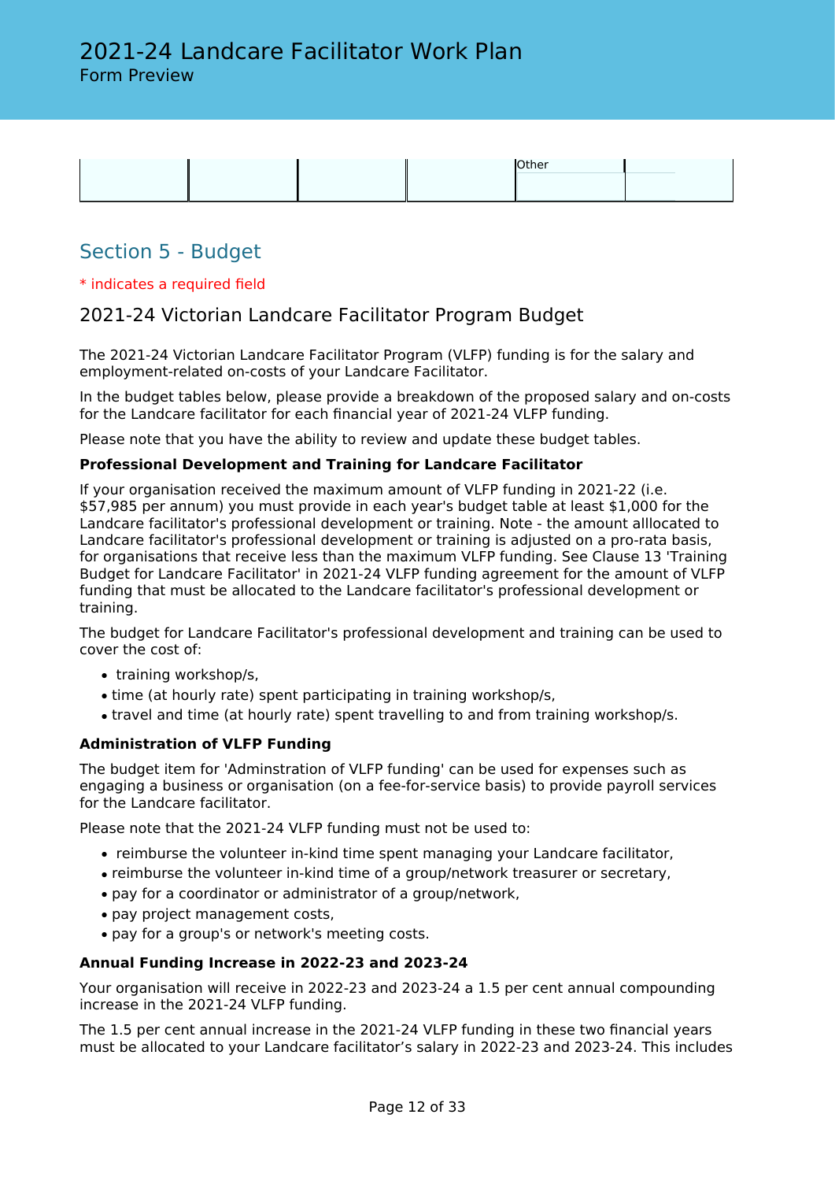| | | | | Other | |
|---|---|---|---|---|---|
| | | | | | |

## Section 5 - Budget

\* indicates a required field

### 2021-24 Victorian Landcare Facilitator Program Budget

The 2021-24 Victorian Landcare Facilitator Program (VLFP) funding is for the salary and employment-related on-costs of your Landcare Facilitator.

In the budget tables below, please provide a breakdown of the proposed salary and on-costs for the Landcare facilitator for each financial year of 2021-24 VLFP funding.

Please note that you have the ability to review and update these budget tables.

**Professional Development and Training for Landcare Facilitator**

If your organisation received the maximum amount of VLFP funding in 2021-22 (i.e. $57,985 per annum) you must provide in each year's budget table at least $1,000 for the Landcare facilitator's professional development or training. Note - the amount alllocated to Landcare facilitator's professional development or training is adjusted on a pro-rata basis, for organisations that receive less than the maximum VLFP funding. See Clause 13 'Training Budget for Landcare Facilitator' in 2021-24 VLFP funding agreement for the amount of VLFP funding that must be allocated to the Landcare facilitator's professional development or training.

The budget for Landcare Facilitator's professional development and training can be used to cover the cost of:

- training workshop/s,
- time (at hourly rate) spent participating in training workshop/s,
- travel and time (at hourly rate) spent travelling to and from training workshop/s.

**Administration of VLFP Funding**

The budget item for 'Adminstration of VLFP funding' can be used for expenses such as engaging a business or organisation (on a fee-for-service basis) to provide payroll services for the Landcare facilitator.

Please note that the 2021-24 VLFP funding must not be used to:

- reimburse the volunteer in-kind time spent managing your Landcare facilitator,
- reimburse the volunteer in-kind time of a group/network treasurer or secretary,
- pay for a coordinator or administrator of a group/network,
- pay project management costs,
- pay for a group's or network's meeting costs.

**Annual Funding Increase in 2022-23 and 2023-24**

Your organisation will receive in 2022-23 and 2023-24 a 1.5 per cent annual compounding increase in the 2021-24 VLFP funding.

The 1.5 per cent annual increase in the 2021-24 VLFP funding in these two financial years must be allocated to your Landcare facilitator's salary in 2022-23 and 2023-24. This includes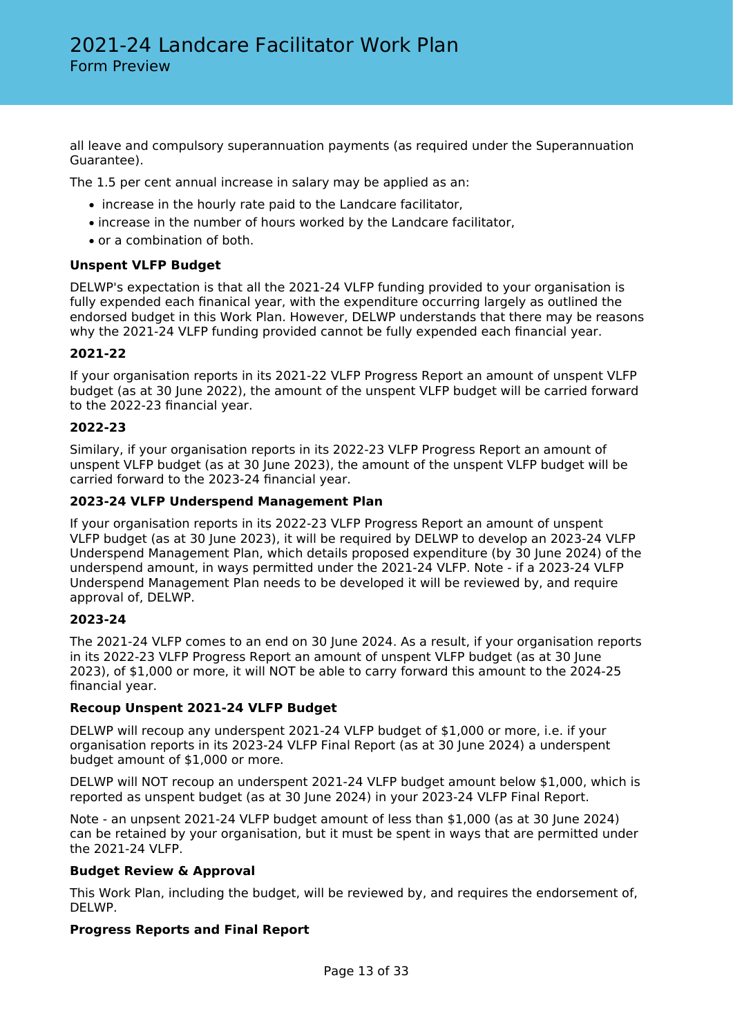all leave and compulsory superannuation payments (as required under the Superannuation Guarantee).

The 1.5 per cent annual increase in salary may be applied as an:

- increase in the hourly rate paid to the Landcare facilitator,
- increase in the number of hours worked by the Landcare facilitator,
- or a combination of both.

**Unspent VLFP Budget**

DELWP's expectation is that all the 2021-24 VLFP funding provided to your organisation is fully expended each finanical year, with the expenditure occurring largely as outlined the endorsed budget in this Work Plan. However, DELWP understands that there may be reasons why the 2021-24 VLFP funding provided cannot be fully expended each financial year.

**2021-22**

If your organisation reports in its 2021-22 VLFP Progress Report an amount of unspent VLFP budget (as at 30 June 2022), the amount of the unspent VLFP budget will be carried forward to the 2022-23 financial year.

**2022-23**

Similary, if your organisation reports in its 2022-23 VLFP Progress Report an amount of unspent VLFP budget (as at 30 June 2023), the amount of the unspent VLFP budget will be carried forward to the 2023-24 financial year.

**2023-24 VLFP Underspend Management Plan**

If your organisation reports in its 2022-23 VLFP Progress Report an amount of unspent VLFP budget (as at 30 June 2023), it will be required by DELWP to develop an 2023-24 VLFP Underspend Management Plan, which details proposed expenditure (by 30 June 2024) of the underspend amount, in ways permitted under the 2021-24 VLFP. Note - if a 2023-24 VLFP Underspend Management Plan needs to be developed it will be reviewed by, and require approval of, DELWP.

**2023-24**

The 2021-24 VLFP comes to an end on 30 June 2024. As a result, if your organisation reports in its 2022-23 VLFP Progress Report an amount of unspent VLFP budget (as at 30 June 2023), of $1,000 or more, it will NOT be able to carry forward this amount to the 2024-25 financial year.

**Recoup Unspent 2021-24 VLFP Budget**

DELWP will recoup any underspent 2021-24 VLFP budget of $1,000 or more, i.e. if your organisation reports in its 2023-24 VLFP Final Report (as at 30 June 2024) a underspent budget amount of $1,000 or more.

DELWP will NOT recoup an underspent 2021-24 VLFP budget amount below $1,000, which is reported as unspent budget (as at 30 June 2024) in your 2023-24 VLFP Final Report.

Note - an unpsent 2021-24 VLFP budget amount of less than $1,000 (as at 30 June 2024) can be retained by your organisation, but it must be spent in ways that are permitted under the 2021-24 VLFP.

**Budget Review & Approval**

This Work Plan, including the budget, will be reviewed by, and requires the endorsement of, DELWP.

**Progress Reports and Final Report**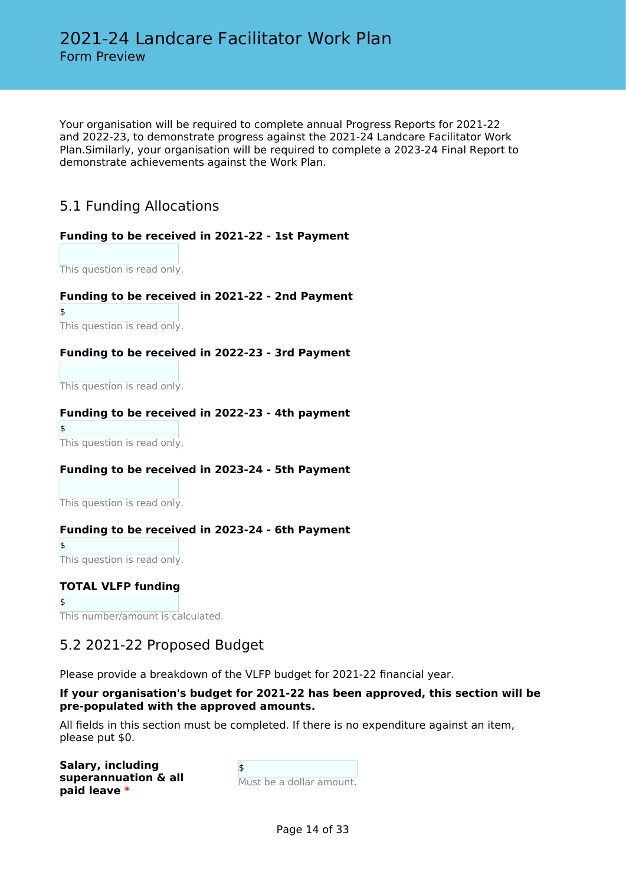# 2021-24 Landcare Facilitator Work Plan
Form Preview

Your organisation will be required to complete annual Progress Reports for 2021-22 and 2022-23, to demonstrate progress against the 2021-24 Landcare Facilitator Work Plan.Similarly, your organisation will be required to complete a 2023-24 Final Report to demonstrate achievements against the Work Plan.

## 5.1 Funding Allocations

**Funding to be received in 2021-22 - 1st Payment**

This question is read only.

**Funding to be received in 2021-22 - 2nd Payment**

$

This question is read only.

**Funding to be received in 2022-23 - 3rd Payment**

This question is read only.

**Funding to be received in 2022-23 - 4th payment**

$

This question is read only.

**Funding to be received in 2023-24 - 5th Payment**

This question is read only.

**Funding to be received in 2023-24 - 6th Payment**

$

This question is read only.

**TOTAL VLFP funding**

$

This number/amount is calculated.

## 5.2 2021-22 Proposed Budget

Please provide a breakdown of the VLFP budget for 2021-22 financial year.

**If your organisation's budget for 2021-22 has been approved, this section will be pre-populated with the approved amounts.**

All fields in this section must be completed. If there is no expenditure against an item, please put $0.

**Salary, including superannuation & all paid leave** *

$

Must be a dollar amount.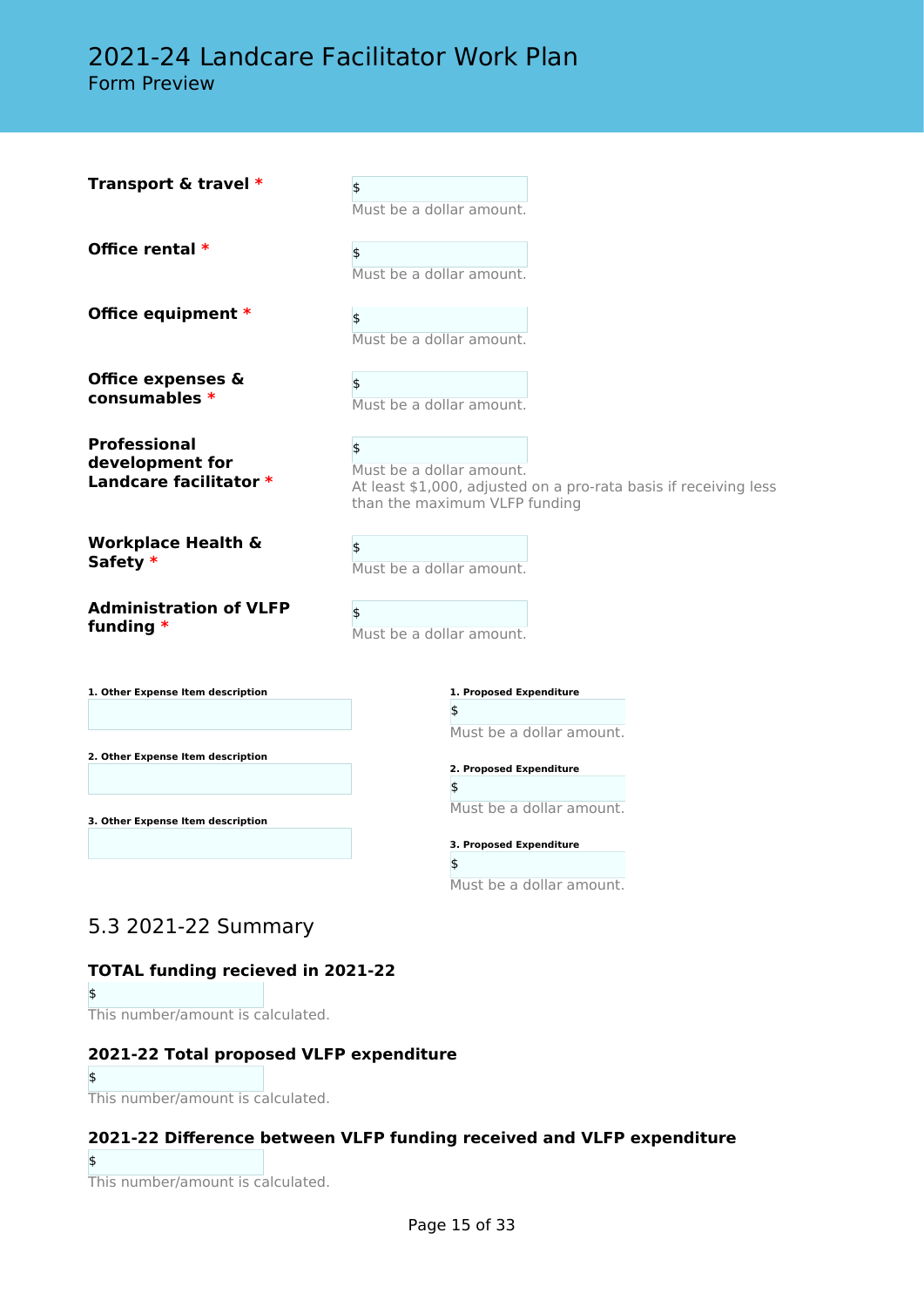**Transport & travel** *

$

Must be a dollar amount.

**Office rental** *

$

Must be a dollar amount.

**Office equipment** *

$

Must be a dollar amount.

**Office expenses & consumables** *

$

Must be a dollar amount.

**Professional development for Landcare facilitator** *

$

Must be a dollar amount.
At least $1,000, adjusted on a pro-rata basis if receiving less than the maximum VLFP funding

**Workplace Health & Safety** *

$

Must be a dollar amount.

**Administration of VLFP funding** *

$

Must be a dollar amount.

**1. Other Expense Item description**

**1. Proposed Expenditure**

$

Must be a dollar amount.

**2. Other Expense Item description**

**2. Proposed Expenditure**

$

Must be a dollar amount.

**3. Other Expense Item description**

**3. Proposed Expenditure**

$

Must be a dollar amount.

## 5.3 2021-22 Summary

**TOTAL funding recieved in 2021-22**

$

This number/amount is calculated.

**2021-22 Total proposed VLFP expenditure**

$

This number/amount is calculated.

**2021-22 Difference between VLFP funding received and VLFP expenditure**

$

This number/amount is calculated.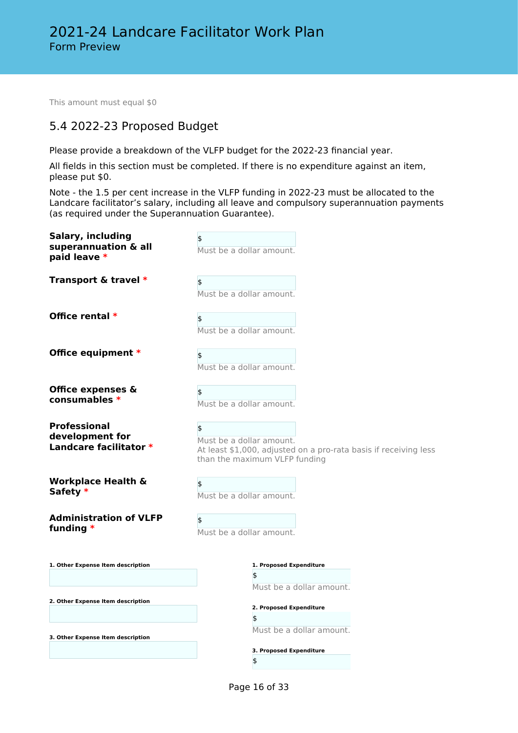This amount must equal $0

## 5.4 2022-23 Proposed Budget

Please provide a breakdown of the VLFP budget for the 2022-23 financial year.

All fields in this section must be completed. If there is no expenditure against an item, please put $0.

Note - the 1.5 per cent increase in the VLFP funding in 2022-23 must be allocated to the Landcare facilitator's salary, including all leave and compulsory superannuation payments (as required under the Superannuation Guarantee).

**Salary, including superannuation & all paid leave** *

$

Must be a dollar amount.

**Transport & travel** *

$

Must be a dollar amount.

**Office rental** *

$

Must be a dollar amount.

**Office equipment** *

$

Must be a dollar amount.

**Office expenses & consumables** *

$

Must be a dollar amount.

**Professional development for Landcare facilitator** *

$

Must be a dollar amount.
At least $1,000, adjusted on a pro-rata basis if receiving less than the maximum VLFP funding

**Workplace Health & Safety** *

$

Must be a dollar amount.

**Administration of VLFP funding** *

$

Must be a dollar amount.

**1. Other Expense Item description**

**1. Proposed Expenditure**

$

Must be a dollar amount.

**2. Other Expense Item description**

**2. Proposed Expenditure**

$

Must be a dollar amount.

**3. Other Expense Item description**

**3. Proposed Expenditure**

$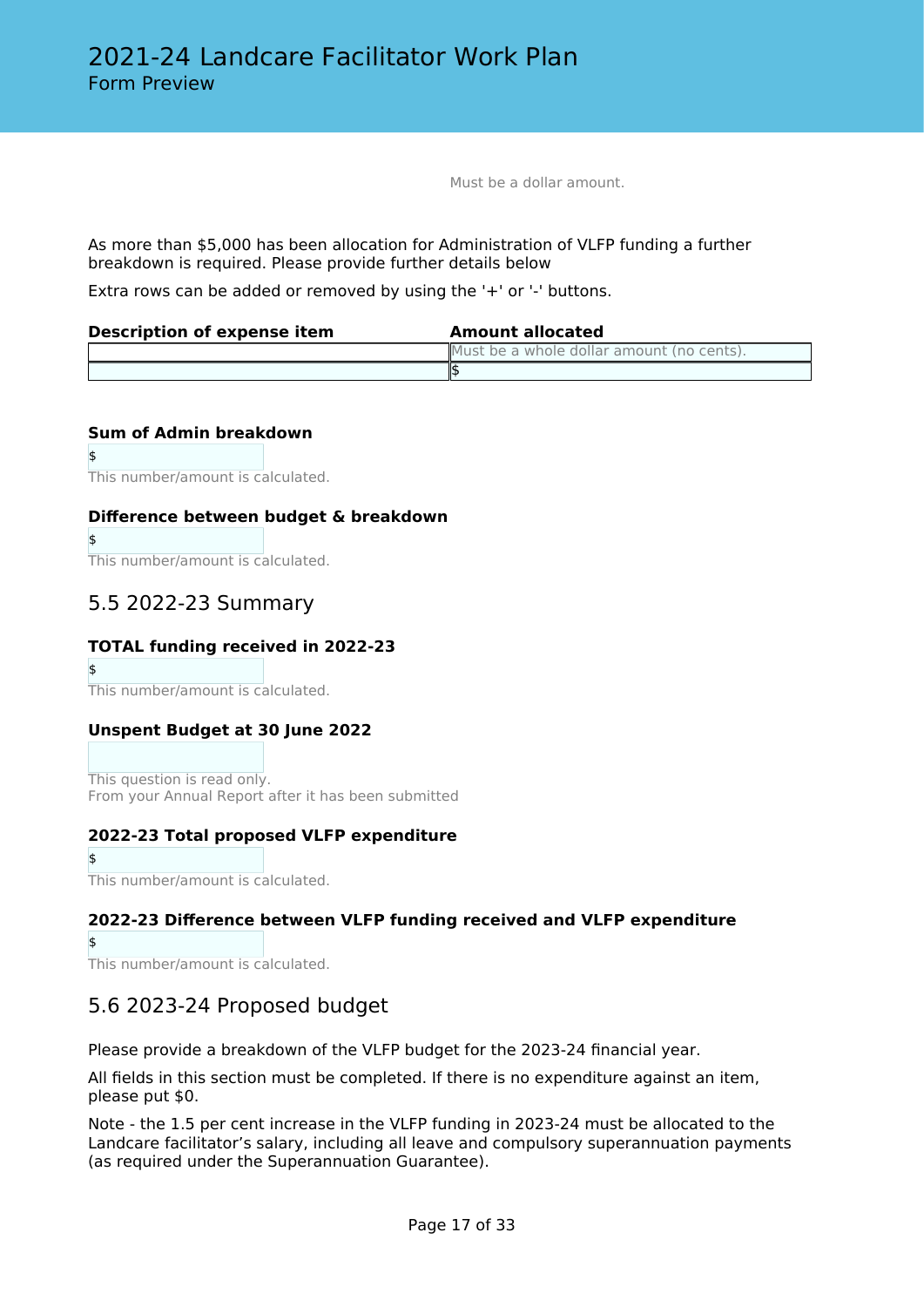Must be a dollar amount.

As more than $5,000 has been allocation for Administration of VLFP funding a further breakdown is required. Please provide further details below

Extra rows can be added or removed by using the '+' or '-' buttons.

| Description of expense item | Amount allocated |
| --- | --- |
| | Must be a whole dollar amount (no cents). |
| | $ |

**Sum of Admin breakdown**

$

This number/amount is calculated.

**Difference between budget & breakdown**

$

This number/amount is calculated.

## 5.5 2022-23 Summary

**TOTAL funding received in 2022-23**

$

This number/amount is calculated.

**Unspent Budget at 30 June 2022**

This question is read only.
From your Annual Report after it has been submitted

**2022-23 Total proposed VLFP expenditure**

$

This number/amount is calculated.

**2022-23 Difference between VLFP funding received and VLFP expenditure**

$

This number/amount is calculated.

## 5.6 2023-24 Proposed budget

Please provide a breakdown of the VLFP budget for the 2023-24 financial year.

All fields in this section must be completed. If there is no expenditure against an item, please put $0.

Note - the 1.5 per cent increase in the VLFP funding in 2023-24 must be allocated to the Landcare facilitator's salary, including all leave and compulsory superannuation payments (as required under the Superannuation Guarantee).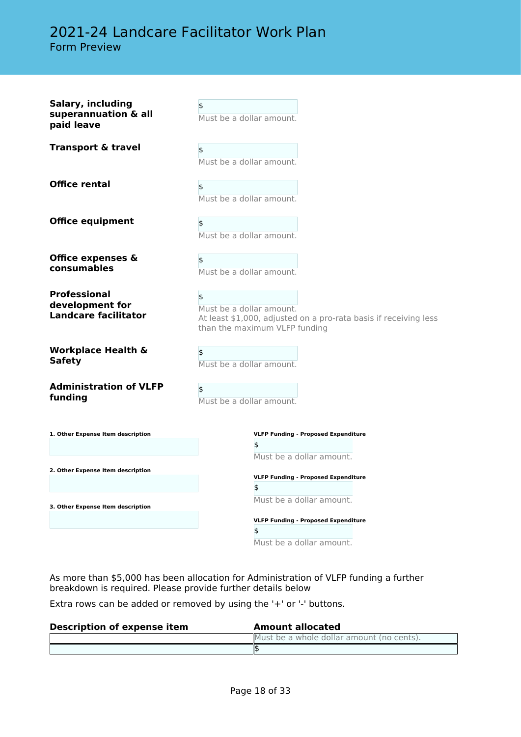# 2021-24 Landcare Facilitator Work Plan

Form Preview

**Salary, including superannuation & all paid leave**

$

Must be a dollar amount.

**Transport & travel**

$

Must be a dollar amount.

**Office rental**

$

Must be a dollar amount.

**Office equipment**

$

Must be a dollar amount.

**Office expenses & consumables**

$

Must be a dollar amount.

**Professional development for Landcare facilitator**

$

Must be a dollar amount.
At least $1,000, adjusted on a pro-rata basis if receiving less than the maximum VLFP funding

**Workplace Health & Safety**

$

Must be a dollar amount.

**Administration of VLFP funding**

$

Must be a dollar amount.

**1. Other Expense Item description**

**VLFP Funding - Proposed Expenditure**

$

Must be a dollar amount.

**2. Other Expense Item description**

**VLFP Funding - Proposed Expenditure**

$

Must be a dollar amount.

**3. Other Expense Item description**

**VLFP Funding - Proposed Expenditure**

$

Must be a dollar amount.

As more than $5,000 has been allocation for Administration of VLFP funding a further breakdown is required. Please provide further details below

Extra rows can be added or removed by using the '+' or '-' buttons.

| Description of expense item | Amount allocated |
|---|---|
| | Must be a whole dollar amount (no cents). |
| | $ |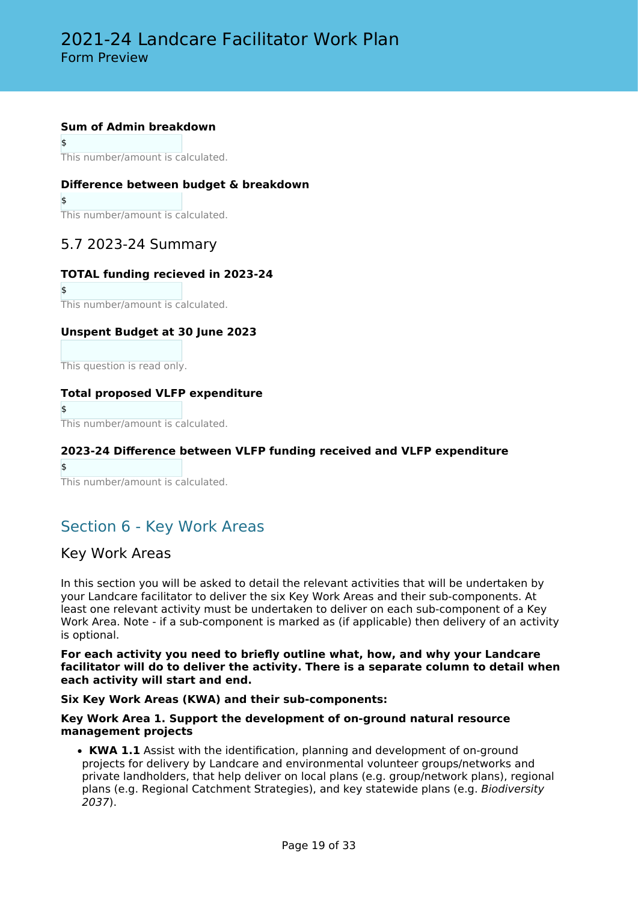**Sum of Admin breakdown**

$

This number/amount is calculated.

**Difference between budget & breakdown**

$

This number/amount is calculated.

### 5.7 2023-24 Summary

**TOTAL funding recieved in 2023-24**

$

This number/amount is calculated.

**Unspent Budget at 30 June 2023**

This question is read only.

**Total proposed VLFP expenditure**

$

This number/amount is calculated.

**2023-24 Difference between VLFP funding received and VLFP expenditure**

$

This number/amount is calculated.

## Section 6 - Key Work Areas

### Key Work Areas

In this section you will be asked to detail the relevant activities that will be undertaken by your Landcare facilitator to deliver the six Key Work Areas and their sub-components. At least one relevant activity must be undertaken to deliver on each sub-component of a Key Work Area. Note - if a sub-component is marked as (if applicable) then delivery of an activity is optional.

**For each activity you need to briefly outline what, how, and why your Landcare facilitator will do to deliver the activity. There is a separate column to detail when each activity will start and end.**

**Six Key Work Areas (KWA) and their sub-components:**

**Key Work Area 1. Support the development of on-ground natural resource management projects**

- **KWA 1.1** Assist with the identification, planning and development of on-ground projects for delivery by Landcare and environmental volunteer groups/networks and private landholders, that help deliver on local plans (e.g. group/network plans), regional plans (e.g. Regional Catchment Strategies), and key statewide plans (e.g. *Biodiversity 2037*).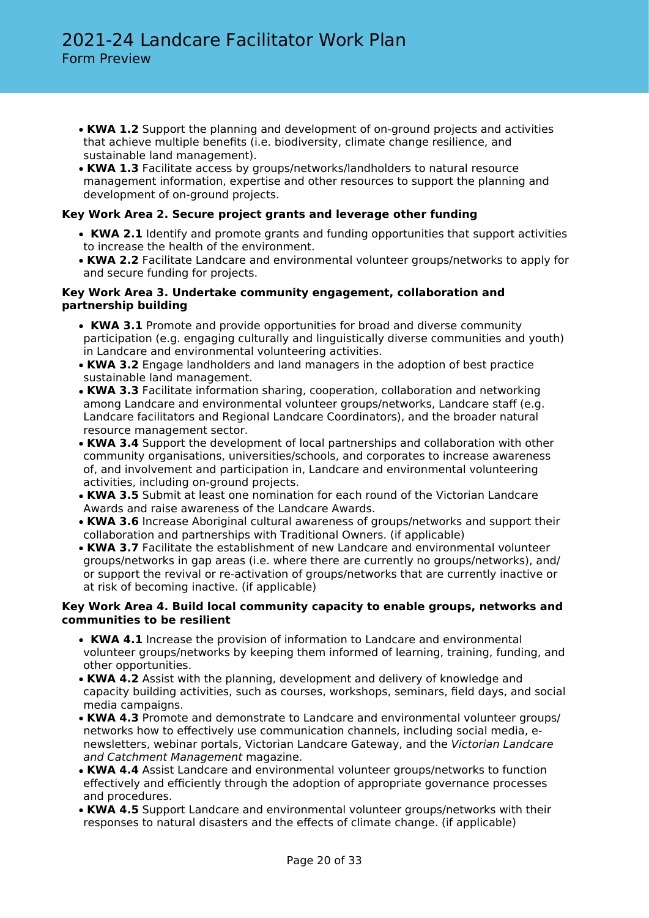- **KWA 1.2** Support the planning and development of on-ground projects and activities that achieve multiple benefits (i.e. biodiversity, climate change resilience, and sustainable land management).
- **KWA 1.3** Facilitate access by groups/networks/landholders to natural resource management information, expertise and other resources to support the planning and development of on-ground projects.

**Key Work Area 2. Secure project grants and leverage other funding**

- **KWA 2.1** Identify and promote grants and funding opportunities that support activities to increase the health of the environment.
- **KWA 2.2** Facilitate Landcare and environmental volunteer groups/networks to apply for and secure funding for projects.

**Key Work Area 3. Undertake community engagement, collaboration and partnership building**

- **KWA 3.1** Promote and provide opportunities for broad and diverse community participation (e.g. engaging culturally and linguistically diverse communities and youth) in Landcare and environmental volunteering activities.
- **KWA 3.2** Engage landholders and land managers in the adoption of best practice sustainable land management.
- **KWA 3.3** Facilitate information sharing, cooperation, collaboration and networking among Landcare and environmental volunteer groups/networks, Landcare staff (e.g. Landcare facilitators and Regional Landcare Coordinators), and the broader natural resource management sector.
- **KWA 3.4** Support the development of local partnerships and collaboration with other community organisations, universities/schools, and corporates to increase awareness of, and involvement and participation in, Landcare and environmental volunteering activities, including on-ground projects.
- **KWA 3.5** Submit at least one nomination for each round of the Victorian Landcare Awards and raise awareness of the Landcare Awards.
- **KWA 3.6** Increase Aboriginal cultural awareness of groups/networks and support their collaboration and partnerships with Traditional Owners. (if applicable)
- **KWA 3.7** Facilitate the establishment of new Landcare and environmental volunteer groups/networks in gap areas (i.e. where there are currently no groups/networks), and/or support the revival or re-activation of groups/networks that are currently inactive or at risk of becoming inactive. (if applicable)

**Key Work Area 4. Build local community capacity to enable groups, networks and communities to be resilient**

- **KWA 4.1** Increase the provision of information to Landcare and environmental volunteer groups/networks by keeping them informed of learning, training, funding, and other opportunities.
- **KWA 4.2** Assist with the planning, development and delivery of knowledge and capacity building activities, such as courses, workshops, seminars, field days, and social media campaigns.
- **KWA 4.3** Promote and demonstrate to Landcare and environmental volunteer groups/networks how to effectively use communication channels, including social media, e-newsletters, webinar portals, Victorian Landcare Gateway, and the *Victorian Landcare and Catchment Management* magazine.
- **KWA 4.4** Assist Landcare and environmental volunteer groups/networks to function effectively and efficiently through the adoption of appropriate governance processes and procedures.
- **KWA 4.5** Support Landcare and environmental volunteer groups/networks with their responses to natural disasters and the effects of climate change. (if applicable)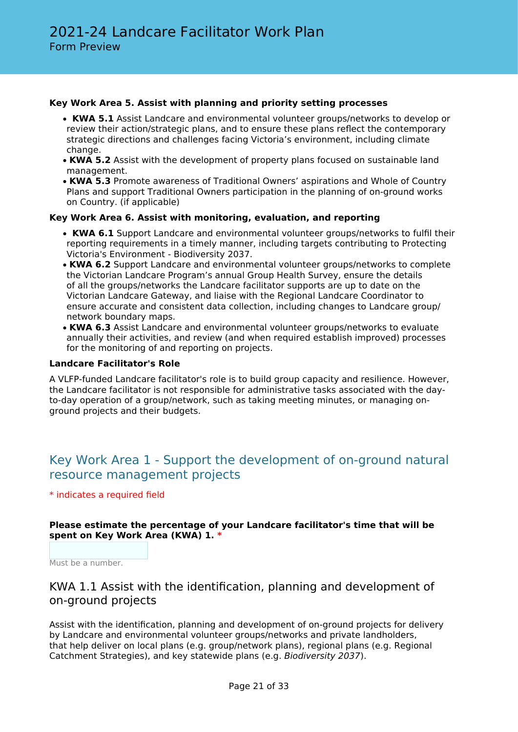**Key Work Area 5. Assist with planning and priority setting processes**

- **KWA 5.1** Assist Landcare and environmental volunteer groups/networks to develop or review their action/strategic plans, and to ensure these plans reflect the contemporary strategic directions and challenges facing Victoria's environment, including climate change.
- **KWA 5.2** Assist with the development of property plans focused on sustainable land management.
- **KWA 5.3** Promote awareness of Traditional Owners' aspirations and Whole of Country Plans and support Traditional Owners participation in the planning of on-ground works on Country. (if applicable)

**Key Work Area 6. Assist with monitoring, evaluation, and reporting**

- **KWA 6.1** Support Landcare and environmental volunteer groups/networks to fulfil their reporting requirements in a timely manner, including targets contributing to Protecting Victoria's Environment - Biodiversity 2037.
- **KWA 6.2** Support Landcare and environmental volunteer groups/networks to complete the Victorian Landcare Program's annual Group Health Survey, ensure the details of all the groups/networks the Landcare facilitator supports are up to date on the Victorian Landcare Gateway, and liaise with the Regional Landcare Coordinator to ensure accurate and consistent data collection, including changes to Landcare group/network boundary maps.
- **KWA 6.3** Assist Landcare and environmental volunteer groups/networks to evaluate annually their activities, and review (and when required establish improved) processes for the monitoring of and reporting on projects.

**Landcare Facilitator's Role**

A VLFP-funded Landcare facilitator's role is to build group capacity and resilience. However, the Landcare facilitator is not responsible for administrative tasks associated with the day-to-day operation of a group/network, such as taking meeting minutes, or managing on-ground projects and their budgets.

## Key Work Area 1 - Support the development of on-ground natural resource management projects

* indicates a required field

**Please estimate the percentage of your Landcare facilitator's time that will be spent on Key Work Area (KWA) 1.** *

Must be a number.

### KWA 1.1 Assist with the identification, planning and development of on-ground projects

Assist with the identification, planning and development of on-ground projects for delivery by Landcare and environmental volunteer groups/networks and private landholders, that help deliver on local plans (e.g. group/network plans), regional plans (e.g. Regional Catchment Strategies), and key statewide plans (e.g. *Biodiversity 2037*).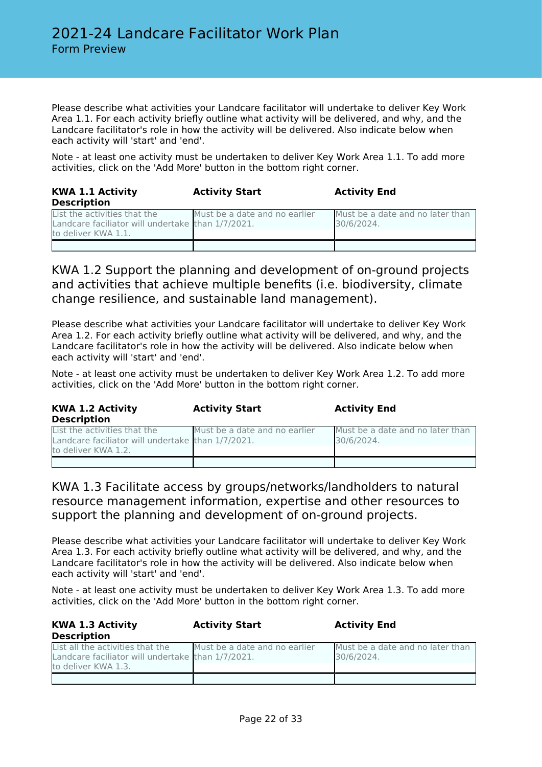Please describe what activities your Landcare facilitator will undertake to deliver Key Work Area 1.1. For each activity briefly outline what activity will be delivered, and why, and the Landcare facilitator's role in how the activity will be delivered. Also indicate below when each activity will 'start' and 'end'.

Note - at least one activity must be undertaken to deliver Key Work Area 1.1. To add more activities, click on the 'Add More' button in the bottom right corner.

| KWA 1.1 Activity Description | Activity Start | Activity End |
|---|---|---|
| List the activities that the Landcare faciliator will undertake to deliver KWA 1.1. | Must be a date and no earlier than 1/7/2021. | Must be a date and no later than 30/6/2024. |
| | | |

## KWA 1.2 Support the planning and development of on-ground projects and activities that achieve multiple benefits (i.e. biodiversity, climate change resilience, and sustainable land management).

Please describe what activities your Landcare facilitator will undertake to deliver Key Work Area 1.2. For each activity briefly outline what activity will be delivered, and why, and the Landcare facilitator's role in how the activity will be delivered. Also indicate below when each activity will 'start' and 'end'.

Note - at least one activity must be undertaken to deliver Key Work Area 1.2. To add more activities, click on the 'Add More' button in the bottom right corner.

| KWA 1.2 Activity Description | Activity Start | Activity End |
|---|---|---|
| List the activities that the Landcare faciliator will undertake to deliver KWA 1.2. | Must be a date and no earlier than 1/7/2021. | Must be a date and no later than 30/6/2024. |
| | | |

## KWA 1.3 Facilitate access by groups/networks/landholders to natural resource management information, expertise and other resources to support the planning and development of on-ground projects.

Please describe what activities your Landcare facilitator will undertake to deliver Key Work Area 1.3. For each activity briefly outline what activity will be delivered, and why, and the Landcare facilitator's role in how the activity will be delivered. Also indicate below when each activity will 'start' and 'end'.

Note - at least one activity must be undertaken to deliver Key Work Area 1.3. To add more activities, click on the 'Add More' button in the bottom right corner.

| KWA 1.3 Activity Description | Activity Start | Activity End |
|---|---|---|
| List all the activities that the Landcare faciliator will undertake to deliver KWA 1.3. | Must be a date and no earlier than 1/7/2021. | Must be a date and no later than 30/6/2024. |
| | | |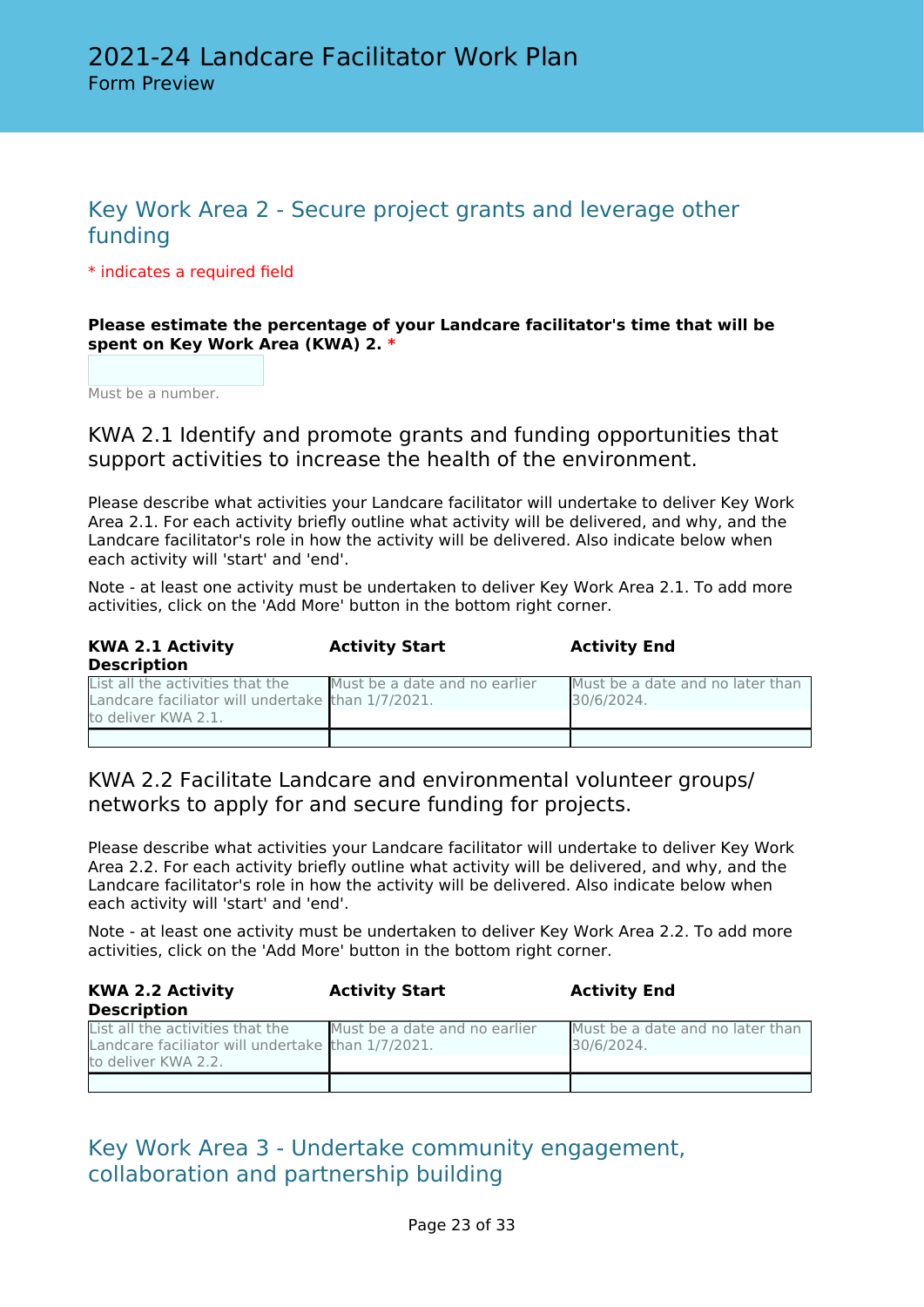## Key Work Area 2 - Secure project grants and leverage other funding

* indicates a required field

**Please estimate the percentage of your Landcare facilitator's time that will be spent on Key Work Area (KWA) 2. ***

Must be a number.

### KWA 2.1 Identify and promote grants and funding opportunities that support activities to increase the health of the environment.

Please describe what activities your Landcare facilitator will undertake to deliver Key Work Area 2.1. For each activity briefly outline what activity will be delivered, and why, and the Landcare facilitator's role in how the activity will be delivered. Also indicate below when each activity will 'start' and 'end'.

Note - at least one activity must be undertaken to deliver Key Work Area 2.1. To add more activities, click on the 'Add More' button in the bottom right corner.

| KWA 2.1 Activity Description | Activity Start | Activity End |
|---|---|---|
| List all the activities that the Landcare faciliator will undertake to deliver KWA 2.1. | Must be a date and no earlier than 1/7/2021. | Must be a date and no later than 30/6/2024. |
| | | |

### KWA 2.2 Facilitate Landcare and environmental volunteer groups/ networks to apply for and secure funding for projects.

Please describe what activities your Landcare facilitator will undertake to deliver Key Work Area 2.2. For each activity briefly outline what activity will be delivered, and why, and the Landcare facilitator's role in how the activity will be delivered. Also indicate below when each activity will 'start' and 'end'.

Note - at least one activity must be undertaken to deliver Key Work Area 2.2. To add more activities, click on the 'Add More' button in the bottom right corner.

| KWA 2.2 Activity Description | Activity Start | Activity End |
|---|---|---|
| List all the activities that the Landcare faciliator will undertake to deliver KWA 2.2. | Must be a date and no earlier than 1/7/2021. | Must be a date and no later than 30/6/2024. |
| | | |

## Key Work Area 3 - Undertake community engagement, collaboration and partnership building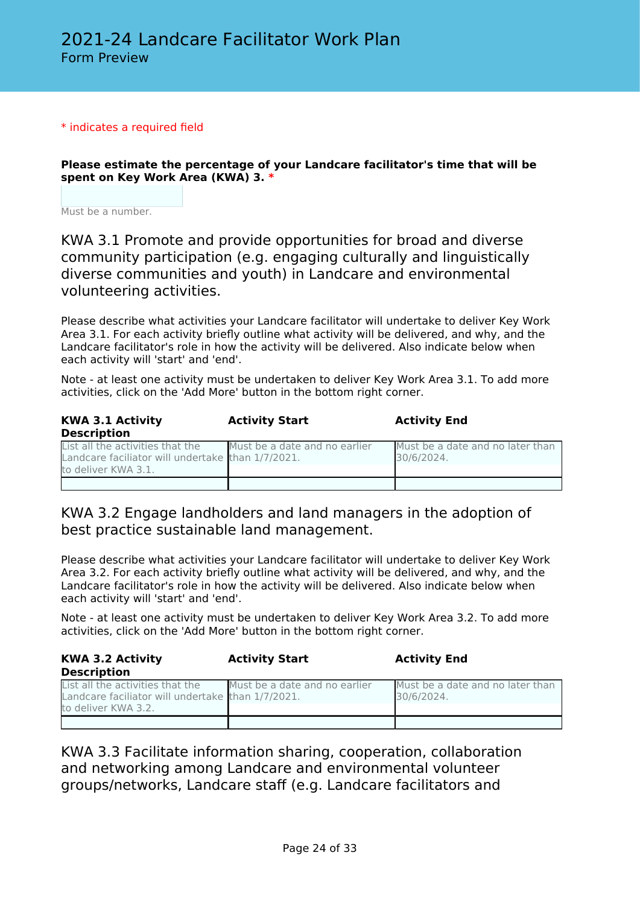# 2021-24 Landcare Facilitator Work Plan

Form Preview

* indicates a required field

**Please estimate the percentage of your Landcare facilitator's time that will be spent on Key Work Area (KWA) 3.** *

Must be a number.

## KWA 3.1 Promote and provide opportunities for broad and diverse community participation (e.g. engaging culturally and linguistically diverse communities and youth) in Landcare and environmental volunteering activities.

Please describe what activities your Landcare facilitator will undertake to deliver Key Work Area 3.1. For each activity briefly outline what activity will be delivered, and why, and the Landcare facilitator's role in how the activity will be delivered. Also indicate below when each activity will 'start' and 'end'.

Note - at least one activity must be undertaken to deliver Key Work Area 3.1. To add more activities, click on the 'Add More' button in the bottom right corner.

| KWA 3.1 Activity Description | Activity Start | Activity End |
|---|---|---|
| List all the activities that the Landcare faciliator will undertake to deliver KWA 3.1. | Must be a date and no earlier than 1/7/2021. | Must be a date and no later than 30/6/2024. |
| | | |

## KWA 3.2 Engage landholders and land managers in the adoption of best practice sustainable land management.

Please describe what activities your Landcare facilitator will undertake to deliver Key Work Area 3.2. For each activity briefly outline what activity will be delivered, and why, and the Landcare facilitator's role in how the activity will be delivered. Also indicate below when each activity will 'start' and 'end'.

Note - at least one activity must be undertaken to deliver Key Work Area 3.2. To add more activities, click on the 'Add More' button in the bottom right corner.

| KWA 3.2 Activity Description | Activity Start | Activity End |
|---|---|---|
| List all the activities that the Landcare faciliator will undertake to deliver KWA 3.2. | Must be a date and no earlier than 1/7/2021. | Must be a date and no later than 30/6/2024. |
| | | |

## KWA 3.3 Facilitate information sharing, cooperation, collaboration and networking among Landcare and environmental volunteer groups/networks, Landcare staff (e.g. Landcare facilitators and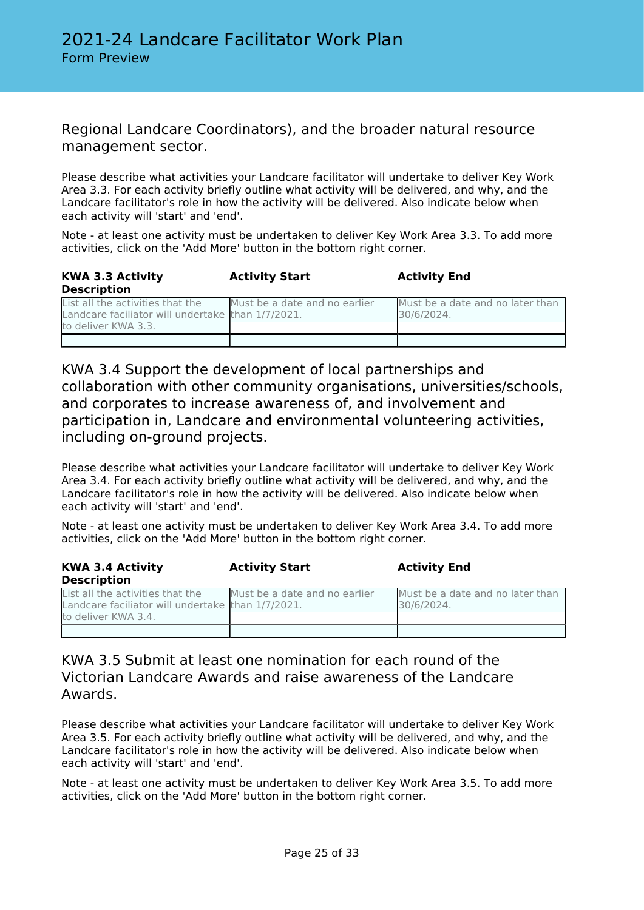Regional Landcare Coordinators), and the broader natural resource management sector.

Please describe what activities your Landcare facilitator will undertake to deliver Key Work Area 3.3. For each activity briefly outline what activity will be delivered, and why, and the Landcare facilitator's role in how the activity will be delivered. Also indicate below when each activity will 'start' and 'end'.

Note - at least one activity must be undertaken to deliver Key Work Area 3.3. To add more activities, click on the 'Add More' button in the bottom right corner.

| KWA 3.3 Activity Description | Activity Start | Activity End |
|---|---|---|
| List all the activities that the Landcare faciliator will undertake to deliver KWA 3.3. | Must be a date and no earlier than 1/7/2021. | Must be a date and no later than 30/6/2024. |
| | | |

## KWA 3.4 Support the development of local partnerships and collaboration with other community organisations, universities/schools, and corporates to increase awareness of, and involvement and participation in, Landcare and environmental volunteering activities, including on-ground projects.

Please describe what activities your Landcare facilitator will undertake to deliver Key Work Area 3.4. For each activity briefly outline what activity will be delivered, and why, and the Landcare facilitator's role in how the activity will be delivered. Also indicate below when each activity will 'start' and 'end'.

Note - at least one activity must be undertaken to deliver Key Work Area 3.4. To add more activities, click on the 'Add More' button in the bottom right corner.

| KWA 3.4 Activity Description | Activity Start | Activity End |
|---|---|---|
| List all the activities that the Landcare faciliator will undertake to deliver KWA 3.4. | Must be a date and no earlier than 1/7/2021. | Must be a date and no later than 30/6/2024. |
| | | |

## KWA 3.5 Submit at least one nomination for each round of the Victorian Landcare Awards and raise awareness of the Landcare Awards.

Please describe what activities your Landcare facilitator will undertake to deliver Key Work Area 3.5. For each activity briefly outline what activity will be delivered, and why, and the Landcare facilitator's role in how the activity will be delivered. Also indicate below when each activity will 'start' and 'end'.

Note - at least one activity must be undertaken to deliver Key Work Area 3.5. To add more activities, click on the 'Add More' button in the bottom right corner.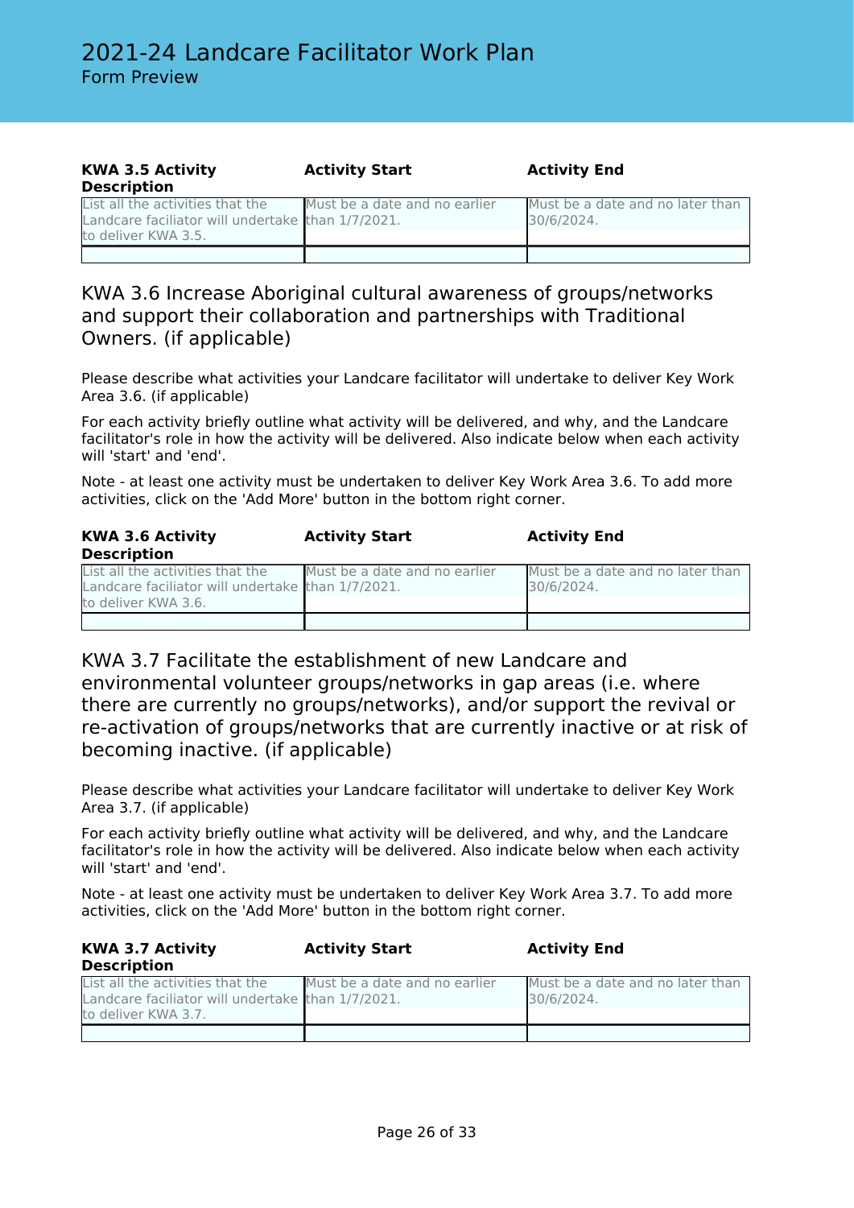| KWA 3.5 Activity Description | Activity Start | Activity End |
|---|---|---|
| List all the activities that the Landcare faciliator will undertake to deliver KWA 3.5. | Must be a date and no earlier than 1/7/2021. | Must be a date and no later than 30/6/2024. |
| | | |

## KWA 3.6 Increase Aboriginal cultural awareness of groups/networks and support their collaboration and partnerships with Traditional Owners. (if applicable)

Please describe what activities your Landcare facilitator will undertake to deliver Key Work Area 3.6. (if applicable)

For each activity briefly outline what activity will be delivered, and why, and the Landcare facilitator's role in how the activity will be delivered. Also indicate below when each activity will 'start' and 'end'.

Note - at least one activity must be undertaken to deliver Key Work Area 3.6. To add more activities, click on the 'Add More' button in the bottom right corner.

| KWA 3.6 Activity Description | Activity Start | Activity End |
|---|---|---|
| List all the activities that the Landcare faciliator will undertake to deliver KWA 3.6. | Must be a date and no earlier than 1/7/2021. | Must be a date and no later than 30/6/2024. |
| | | |

## KWA 3.7 Facilitate the establishment of new Landcare and environmental volunteer groups/networks in gap areas (i.e. where there are currently no groups/networks), and/or support the revival or re-activation of groups/networks that are currently inactive or at risk of becoming inactive. (if applicable)

Please describe what activities your Landcare facilitator will undertake to deliver Key Work Area 3.7. (if applicable)

For each activity briefly outline what activity will be delivered, and why, and the Landcare facilitator's role in how the activity will be delivered. Also indicate below when each activity will 'start' and 'end'.

Note - at least one activity must be undertaken to deliver Key Work Area 3.7. To add more activities, click on the 'Add More' button in the bottom right corner.

| KWA 3.7 Activity Description | Activity Start | Activity End |
|---|---|---|
| List all the activities that the Landcare faciliator will undertake to deliver KWA 3.7. | Must be a date and no earlier than 1/7/2021. | Must be a date and no later than 30/6/2024. |
| | | |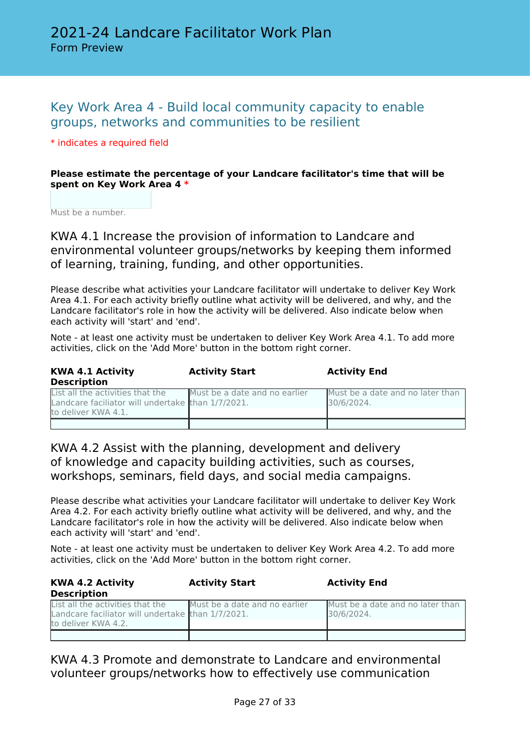# 2021-24 Landcare Facilitator Work Plan

Form Preview

## Key Work Area 4 - Build local community capacity to enable groups, networks and communities to be resilient

\* indicates a required field

**Please estimate the percentage of your Landcare facilitator's time that will be spent on Key Work Area 4 \***

Must be a number.

### KWA 4.1 Increase the provision of information to Landcare and environmental volunteer groups/networks by keeping them informed of learning, training, funding, and other opportunities.

Please describe what activities your Landcare facilitator will undertake to deliver Key Work Area 4.1. For each activity briefly outline what activity will be delivered, and why, and the Landcare facilitator's role in how the activity will be delivered. Also indicate below when each activity will 'start' and 'end'.

Note - at least one activity must be undertaken to deliver Key Work Area 4.1. To add more activities, click on the 'Add More' button in the bottom right corner.

| KWA 4.1 Activity Description | Activity Start | Activity End |
|---|---|---|
| List all the activities that the Landcare faciliator will undertake to deliver KWA 4.1. | Must be a date and no earlier than 1/7/2021. | Must be a date and no later than 30/6/2024. |
| | | |

### KWA 4.2 Assist with the planning, development and delivery of knowledge and capacity building activities, such as courses, workshops, seminars, field days, and social media campaigns.

Please describe what activities your Landcare facilitator will undertake to deliver Key Work Area 4.2. For each activity briefly outline what activity will be delivered, and why, and the Landcare facilitator's role in how the activity will be delivered. Also indicate below when each activity will 'start' and 'end'.

Note - at least one activity must be undertaken to deliver Key Work Area 4.2. To add more activities, click on the 'Add More' button in the bottom right corner.

| KWA 4.2 Activity Description | Activity Start | Activity End |
|---|---|---|
| List all the activities that the Landcare faciliator will undertake to deliver KWA 4.2. | Must be a date and no earlier than 1/7/2021. | Must be a date and no later than 30/6/2024. |
| | | |

### KWA 4.3 Promote and demonstrate to Landcare and environmental volunteer groups/networks how to effectively use communication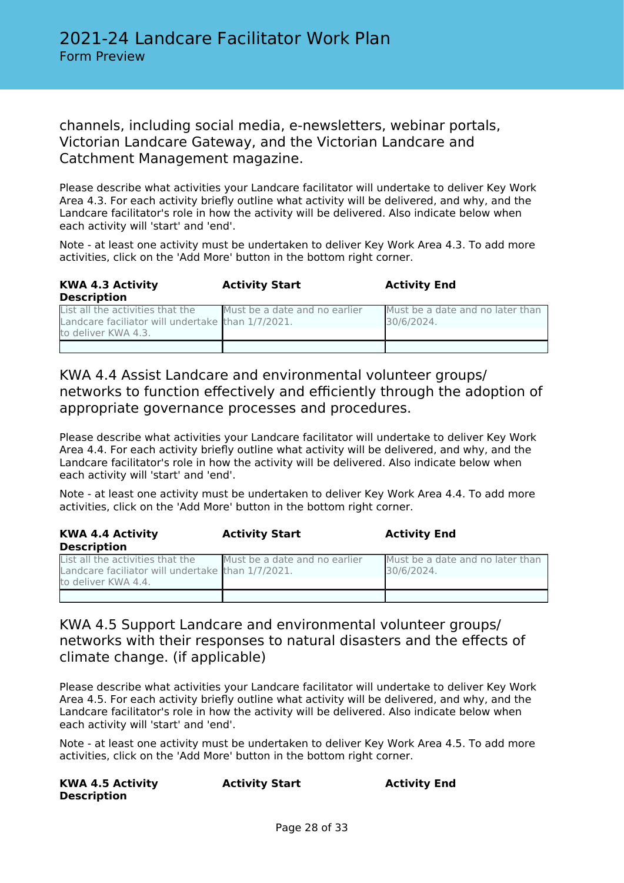channels, including social media, e-newsletters, webinar portals, Victorian Landcare Gateway, and the Victorian Landcare and Catchment Management magazine.

Please describe what activities your Landcare facilitator will undertake to deliver Key Work Area 4.3. For each activity briefly outline what activity will be delivered, and why, and the Landcare facilitator's role in how the activity will be delivered. Also indicate below when each activity will 'start' and 'end'.

Note - at least one activity must be undertaken to deliver Key Work Area 4.3. To add more activities, click on the 'Add More' button in the bottom right corner.

| KWA 4.3 Activity Description | Activity Start | Activity End |
|---|---|---|
| List all the activities that the Landcare faciliator will undertake to deliver KWA 4.3. | Must be a date and no earlier than 1/7/2021. | Must be a date and no later than 30/6/2024. |
| | | |

## KWA 4.4 Assist Landcare and environmental volunteer groups/ networks to function effectively and efficiently through the adoption of appropriate governance processes and procedures.

Please describe what activities your Landcare facilitator will undertake to deliver Key Work Area 4.4. For each activity briefly outline what activity will be delivered, and why, and the Landcare facilitator's role in how the activity will be delivered. Also indicate below when each activity will 'start' and 'end'.

Note - at least one activity must be undertaken to deliver Key Work Area 4.4. To add more activities, click on the 'Add More' button in the bottom right corner.

| KWA 4.4 Activity Description | Activity Start | Activity End |
|---|---|---|
| List all the activities that the Landcare faciliator will undertake to deliver KWA 4.4. | Must be a date and no earlier than 1/7/2021. | Must be a date and no later than 30/6/2024. |
| | | |

## KWA 4.5 Support Landcare and environmental volunteer groups/ networks with their responses to natural disasters and the effects of climate change. (if applicable)

Please describe what activities your Landcare facilitator will undertake to deliver Key Work Area 4.5. For each activity briefly outline what activity will be delivered, and why, and the Landcare facilitator's role in how the activity will be delivered. Also indicate below when each activity will 'start' and 'end'.

Note - at least one activity must be undertaken to deliver Key Work Area 4.5. To add more activities, click on the 'Add More' button in the bottom right corner.

| KWA 4.5 Activity Description | Activity Start | Activity End |
|---|---|---|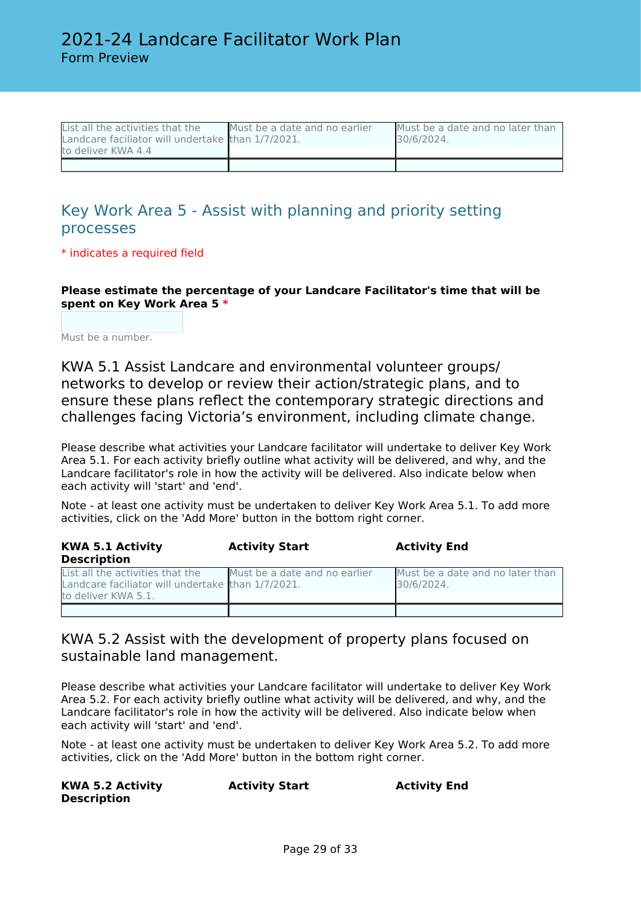| List all the activities that the Landcare faciliator will undertake to deliver KWA 4.4 | Must be a date and no earlier than 1/7/2021. | Must be a date and no later than 30/6/2024. |
|---|---|---|
| | | |

## Key Work Area 5 - Assist with planning and priority setting processes

\* indicates a required field

**Please estimate the percentage of your Landcare Facilitator's time that will be spent on Key Work Area 5 \***

Must be a number.

### KWA 5.1 Assist Landcare and environmental volunteer groups/ networks to develop or review their action/strategic plans, and to ensure these plans reflect the contemporary strategic directions and challenges facing Victoria's environment, including climate change.

Please describe what activities your Landcare facilitator will undertake to deliver Key Work Area 5.1. For each activity briefly outline what activity will be delivered, and why, and the Landcare facilitator's role in how the activity will be delivered. Also indicate below when each activity will 'start' and 'end'.

Note - at least one activity must be undertaken to deliver Key Work Area 5.1. To add more activities, click on the 'Add More' button in the bottom right corner.

| KWA 5.1 Activity Description | Activity Start | Activity End |
|---|---|---|
| List all the activities that the Landcare faciliator will undertake to deliver KWA 5.1. | Must be a date and no earlier than 1/7/2021. | Must be a date and no later than 30/6/2024. |
| | | |

### KWA 5.2 Assist with the development of property plans focused on sustainable land management.

Please describe what activities your Landcare facilitator will undertake to deliver Key Work Area 5.2. For each activity briefly outline what activity will be delivered, and why, and the Landcare facilitator's role in how the activity will be delivered. Also indicate below when each activity will 'start' and 'end'.

Note - at least one activity must be undertaken to deliver Key Work Area 5.2. To add more activities, click on the 'Add More' button in the bottom right corner.

| KWA 5.2 Activity Description | Activity Start | Activity End |
|---|---|---|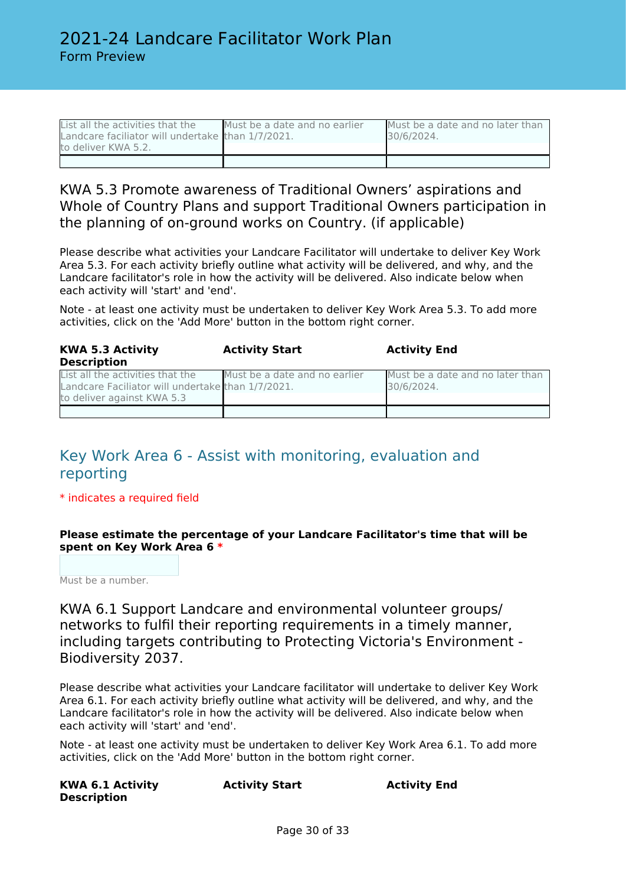| List all the activities that the Landcare faciliator will undertake to deliver KWA 5.2. | Must be a date and no earlier than 1/7/2021. | Must be a date and no later than 30/6/2024. |
|---|---|---|
| | | |

### KWA 5.3 Promote awareness of Traditional Owners’ aspirations and Whole of Country Plans and support Traditional Owners participation in the planning of on-ground works on Country. (if applicable)

Please describe what activities your Landcare Facilitator will undertake to deliver Key Work Area 5.3. For each activity briefly outline what activity will be delivered, and why, and the Landcare facilitator's role in how the activity will be delivered. Also indicate below when each activity will 'start' and 'end'.

Note - at least one activity must be undertaken to deliver Key Work Area 5.3. To add more activities, click on the 'Add More' button in the bottom right corner.

| KWA 5.3 Activity Description | Activity Start | Activity End |
|---|---|---|
| List all the activities that the Landcare Faciliator will undertake to deliver against KWA 5.3 | Must be a date and no earlier than 1/7/2021. | Must be a date and no later than 30/6/2024. |
| | | |

## Key Work Area 6 - Assist with monitoring, evaluation and reporting

\* indicates a required field

**Please estimate the percentage of your Landcare Facilitator's time that will be spent on Key Work Area 6 \***

Must be a number.

### KWA 6.1 Support Landcare and environmental volunteer groups/ networks to fulfil their reporting requirements in a timely manner, including targets contributing to Protecting Victoria's Environment - Biodiversity 2037.

Please describe what activities your Landcare facilitator will undertake to deliver Key Work Area 6.1. For each activity briefly outline what activity will be delivered, and why, and the Landcare facilitator's role in how the activity will be delivered. Also indicate below when each activity will 'start' and 'end'.

Note - at least one activity must be undertaken to deliver Key Work Area 6.1. To add more activities, click on the 'Add More' button in the bottom right corner.

| KWA 6.1 Activity Description | Activity Start | Activity End |
|---|---|---|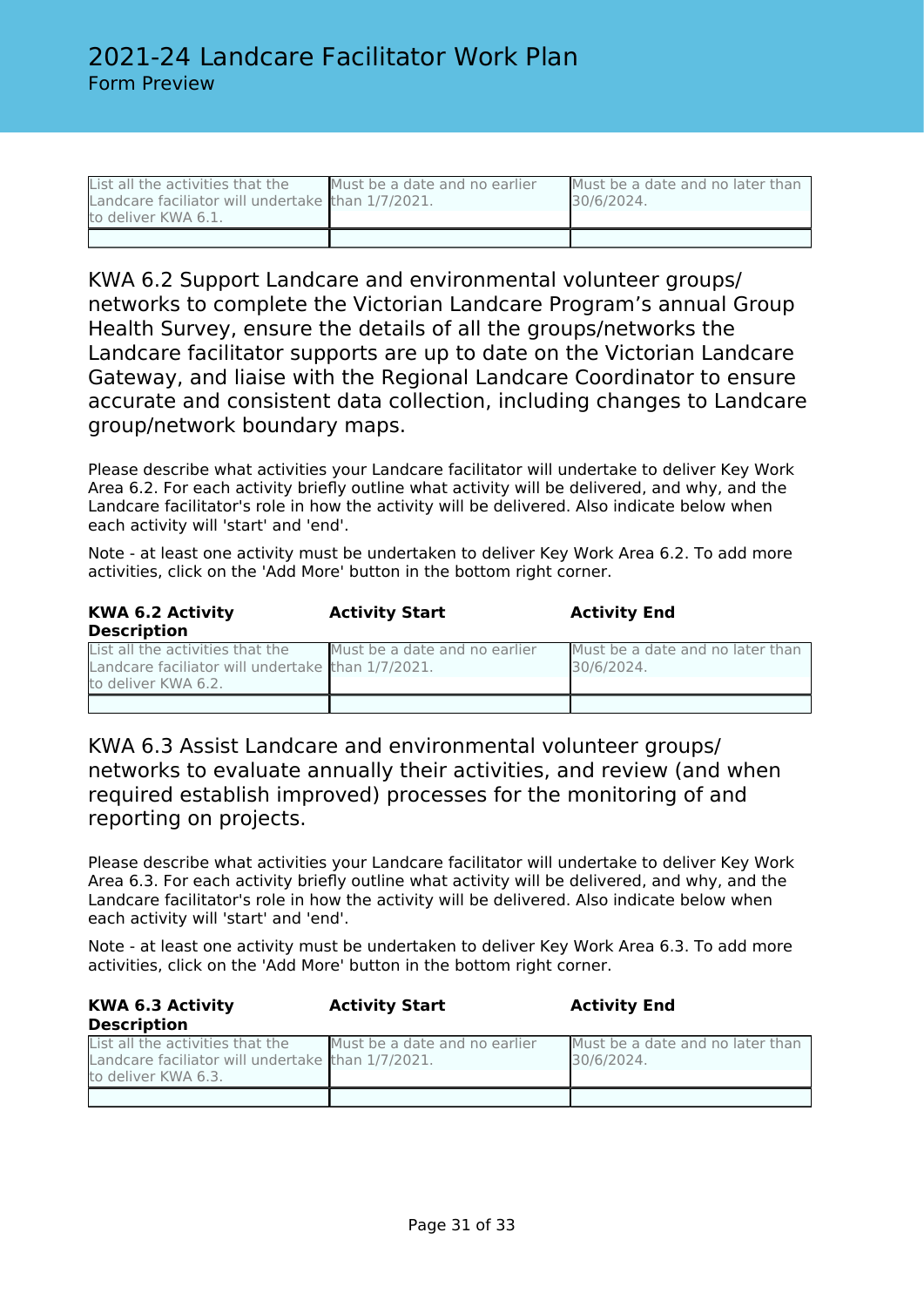| | | |
|---|---|---|
| List all the activities that the Landcare faciliator will undertake to deliver KWA 6.1. | Must be a date and no earlier than 1/7/2021. | Must be a date and no later than 30/6/2024. |
| | | |

## KWA 6.2 Support Landcare and environmental volunteer groups/ networks to complete the Victorian Landcare Program's annual Group Health Survey, ensure the details of all the groups/networks the Landcare facilitator supports are up to date on the Victorian Landcare Gateway, and liaise with the Regional Landcare Coordinator to ensure accurate and consistent data collection, including changes to Landcare group/network boundary maps.

Please describe what activities your Landcare facilitator will undertake to deliver Key Work Area 6.2. For each activity briefly outline what activity will be delivered, and why, and the Landcare facilitator's role in how the activity will be delivered. Also indicate below when each activity will 'start' and 'end'.

Note - at least one activity must be undertaken to deliver Key Work Area 6.2. To add more activities, click on the 'Add More' button in the bottom right corner.

| KWA 6.2 Activity Description | Activity Start | Activity End |
|---|---|---|
| List all the activities that the Landcare faciliator will undertake to deliver KWA 6.2. | Must be a date and no earlier than 1/7/2021. | Must be a date and no later than 30/6/2024. |
| | | |

## KWA 6.3 Assist Landcare and environmental volunteer groups/ networks to evaluate annually their activities, and review (and when required establish improved) processes for the monitoring of and reporting on projects.

Please describe what activities your Landcare facilitator will undertake to deliver Key Work Area 6.3. For each activity briefly outline what activity will be delivered, and why, and the Landcare facilitator's role in how the activity will be delivered. Also indicate below when each activity will 'start' and 'end'.

Note - at least one activity must be undertaken to deliver Key Work Area 6.3. To add more activities, click on the 'Add More' button in the bottom right corner.

| KWA 6.3 Activity Description | Activity Start | Activity End |
|---|---|---|
| List all the activities that the Landcare faciliator will undertake to deliver KWA 6.3. | Must be a date and no earlier than 1/7/2021. | Must be a date and no later than 30/6/2024. |
| | | |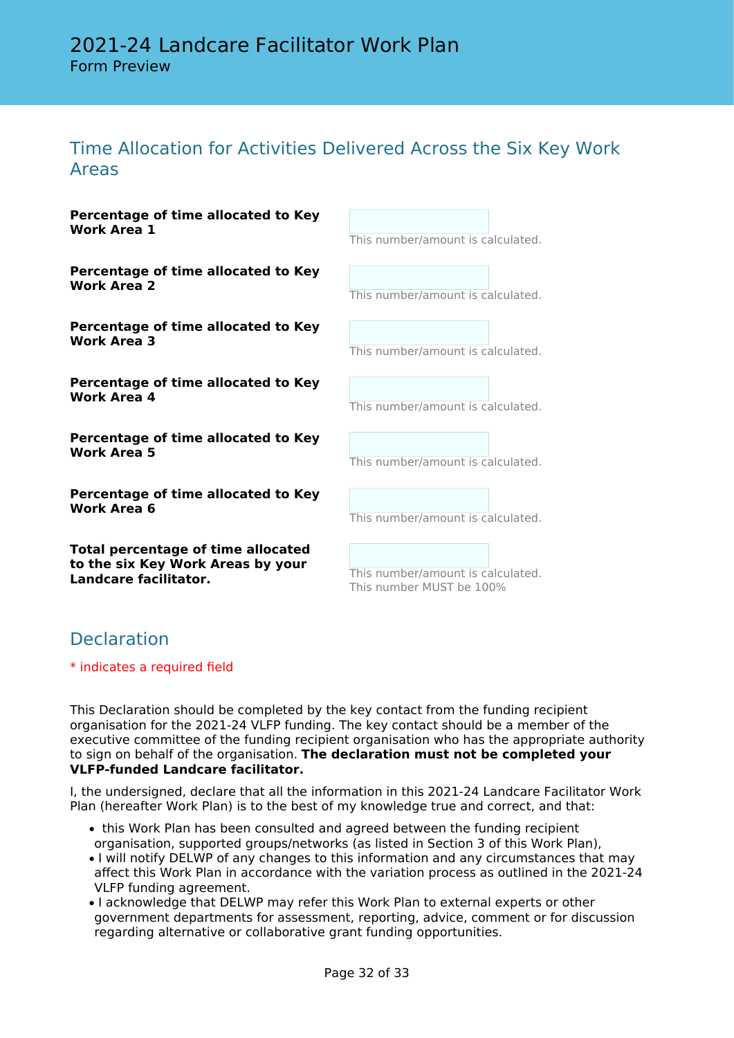# 2021-24 Landcare Facilitator Work Plan

Form Preview

## Time Allocation for Activities Delivered Across the Six Key Work Areas

**Percentage of time allocated to Key Work Area 1**

This number/amount is calculated.

**Percentage of time allocated to Key Work Area 2**

This number/amount is calculated.

**Percentage of time allocated to Key Work Area 3**

This number/amount is calculated.

**Percentage of time allocated to Key Work Area 4**

This number/amount is calculated.

**Percentage of time allocated to Key Work Area 5**

This number/amount is calculated.

**Percentage of time allocated to Key Work Area 6**

This number/amount is calculated.

**Total percentage of time allocated to the six Key Work Areas by your Landcare facilitator.**

This number/amount is calculated.
This number MUST be 100%

## Declaration

* indicates a required field

This Declaration should be completed by the key contact from the funding recipient organisation for the 2021-24 VLFP funding. The key contact should be a member of the executive committee of the funding recipient organisation who has the appropriate authority to sign on behalf of the organisation. **The declaration must not be completed your VLFP-funded Landcare facilitator.**

I, the undersigned, declare that all the information in this 2021-24 Landcare Facilitator Work Plan (hereafter Work Plan) is to the best of my knowledge true and correct, and that:

- this Work Plan has been consulted and agreed between the funding recipient organisation, supported groups/networks (as listed in Section 3 of this Work Plan),
- I will notify DELWP of any changes to this information and any circumstances that may affect this Work Plan in accordance with the variation process as outlined in the 2021-24 VLFP funding agreement.
- I acknowledge that DELWP may refer this Work Plan to external experts or other government departments for assessment, reporting, advice, comment or for discussion regarding alternative or collaborative grant funding opportunities.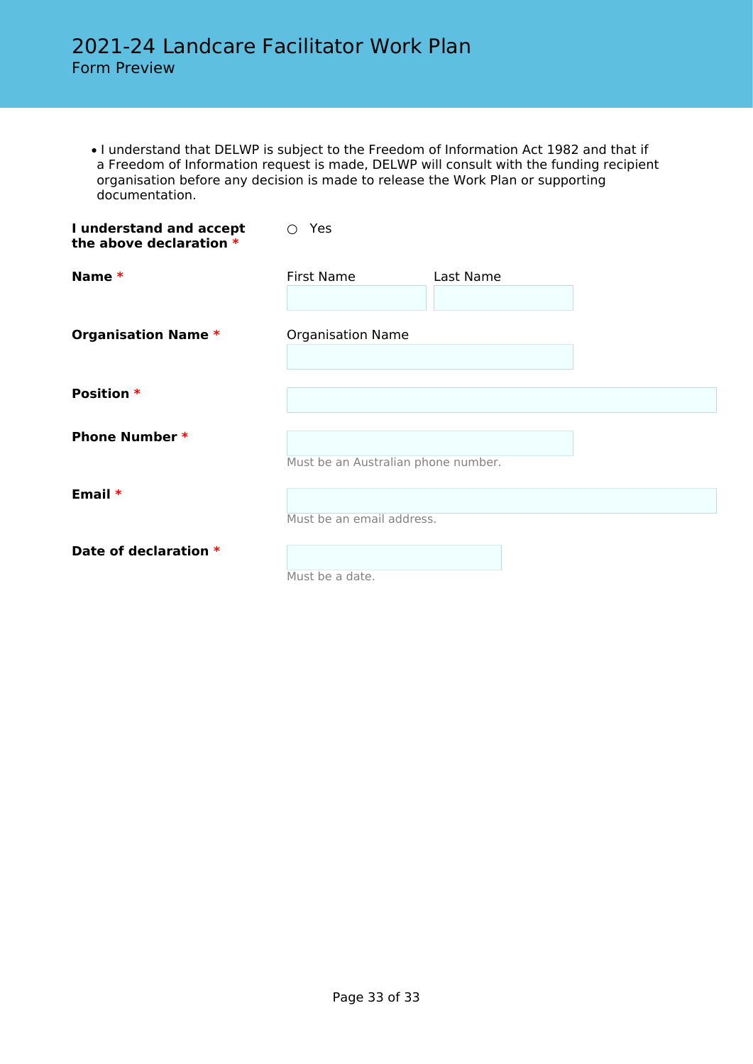# 2021-24 Landcare Facilitator Work Plan

Form Preview

- I understand that DELWP is subject to the Freedom of Information Act 1982 and that if a Freedom of Information request is made, DELWP will consult with the funding recipient organisation before any decision is made to release the Work Plan or supporting documentation.

**I understand and accept the above declaration** *

○ Yes

**Name** *

First Name

Last Name

**Organisation Name** *

Organisation Name

**Position** *

**Phone Number** *

Must be an Australian phone number.

**Email** *

Must be an email address.

**Date of declaration** *

Must be a date.